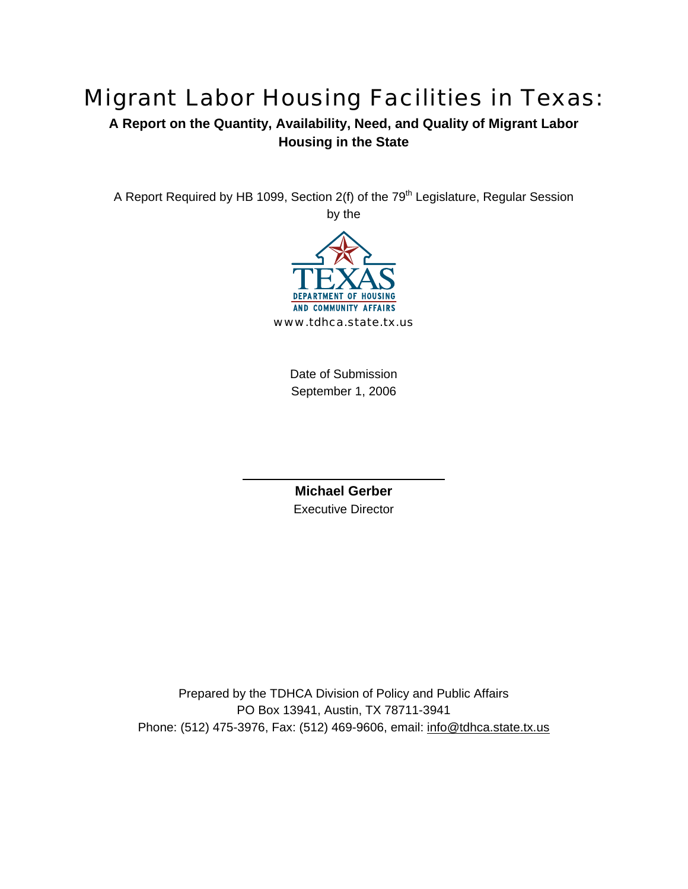# Migrant Labor Housing Facilities in Texas:

**A Report on the Quantity, Availability, Need, and Quality of Migrant Labor Housing in the State**

A Report Required by HB 1099, Section 2(f) of the 79th Legislature, Regular Session by the

TEXAS DEPARTMENT OF HOUSING AND COMMUNITY AFFAIRS

www.tdhca.state.tx.us

Date of Submission
September 1, 2006

**Michael Gerber**
Executive Director

Prepared by the TDHCA Division of Policy and Public Affairs
PO Box 13941, Austin, TX 78711-3941
Phone: (512) 475-3976, Fax: (512) 469-9606, email: info@tdhca.state.tx.us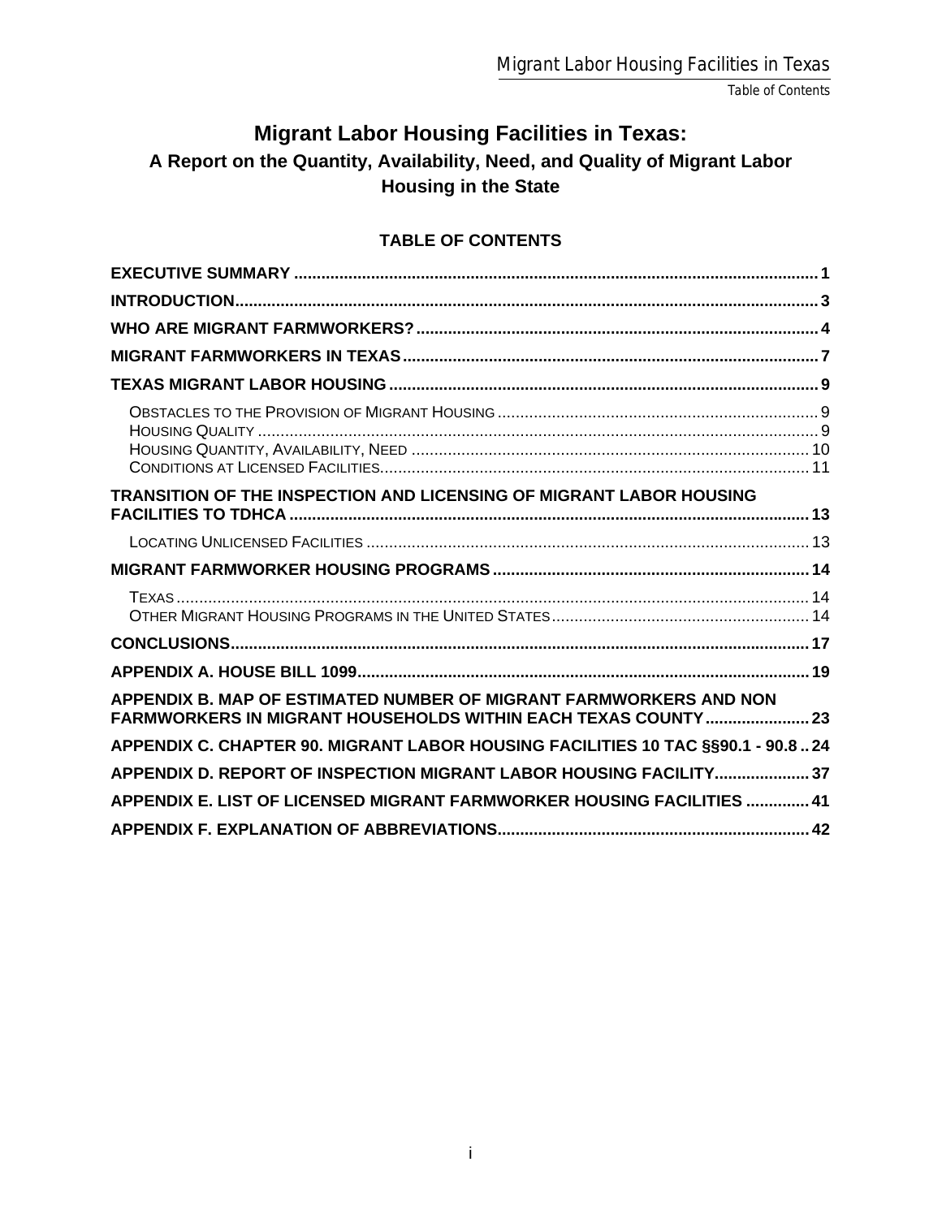# Migrant Labor Housing Facilities in Texas:

## A Report on the Quantity, Availability, Need, and Quality of Migrant Labor Housing in the State

### TABLE OF CONTENTS

**EXECUTIVE SUMMARY** ..... 1

**INTRODUCTION** ..... 3

**WHO ARE MIGRANT FARMWORKERS?** ..... 4

**MIGRANT FARMWORKERS IN TEXAS** ..... 7

**TEXAS MIGRANT LABOR HOUSING** ..... 9

- Obstacles to the Provision of Migrant Housing ..... 9
- Housing Quality ..... 9
- Housing Quantity, Availability, Need ..... 10
- Conditions at Licensed Facilities ..... 11

**TRANSITION OF THE INSPECTION AND LICENSING OF MIGRANT LABOR HOUSING FACILITIES TO TDHCA** ..... 13

- Locating Unlicensed Facilities ..... 13

**MIGRANT FARMWORKER HOUSING PROGRAMS** ..... 14

- Texas ..... 14
- Other Migrant Housing Programs in the United States ..... 14

**CONCLUSIONS** ..... 17

**APPENDIX A. HOUSE BILL 1099** ..... 19

**APPENDIX B. MAP OF ESTIMATED NUMBER OF MIGRANT FARMWORKERS AND NON FARMWORKERS IN MIGRANT HOUSEHOLDS WITHIN EACH TEXAS COUNTY** ..... 23

**APPENDIX C. CHAPTER 90. MIGRANT LABOR HOUSING FACILITIES 10 TAC §§90.1 - 90.8** ..... 24

**APPENDIX D. REPORT OF INSPECTION MIGRANT LABOR HOUSING FACILITY** ..... 37

**APPENDIX E. LIST OF LICENSED MIGRANT FARMWORKER HOUSING FACILITIES** ..... 41

**APPENDIX F. EXPLANATION OF ABBREVIATIONS** ..... 42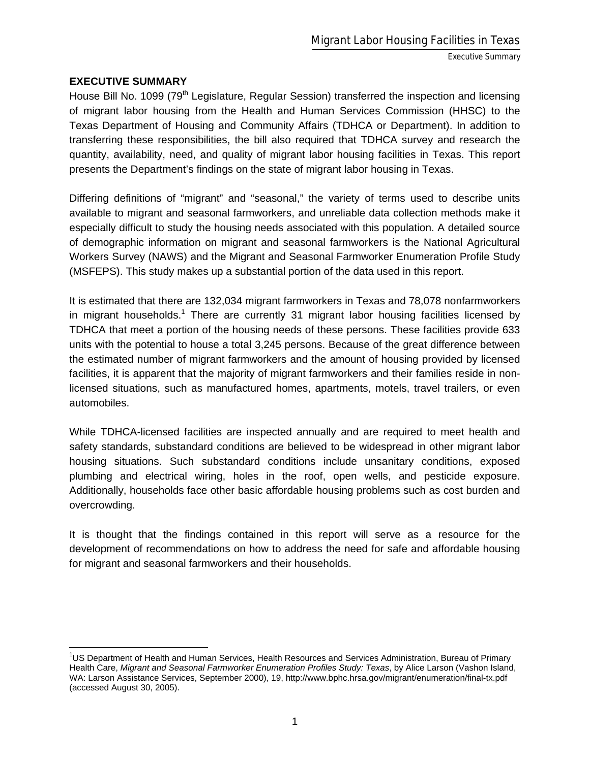## EXECUTIVE SUMMARY

House Bill No. 1099 (79th Legislature, Regular Session) transferred the inspection and licensing of migrant labor housing from the Health and Human Services Commission (HHSC) to the Texas Department of Housing and Community Affairs (TDHCA or Department). In addition to transferring these responsibilities, the bill also required that TDHCA survey and research the quantity, availability, need, and quality of migrant labor housing facilities in Texas. This report presents the Department's findings on the state of migrant labor housing in Texas.

Differing definitions of "migrant" and "seasonal," the variety of terms used to describe units available to migrant and seasonal farmworkers, and unreliable data collection methods make it especially difficult to study the housing needs associated with this population. A detailed source of demographic information on migrant and seasonal farmworkers is the National Agricultural Workers Survey (NAWS) and the Migrant and Seasonal Farmworker Enumeration Profile Study (MSFEPS). This study makes up a substantial portion of the data used in this report.

It is estimated that there are 132,034 migrant farmworkers in Texas and 78,078 nonfarmworkers in migrant households.[1] There are currently 31 migrant labor housing facilities licensed by TDHCA that meet a portion of the housing needs of these persons. These facilities provide 633 units with the potential to house a total 3,245 persons. Because of the great difference between the estimated number of migrant farmworkers and the amount of housing provided by licensed facilities, it is apparent that the majority of migrant farmworkers and their families reside in non-licensed situations, such as manufactured homes, apartments, motels, travel trailers, or even automobiles.

While TDHCA-licensed facilities are inspected annually and are required to meet health and safety standards, substandard conditions are believed to be widespread in other migrant labor housing situations. Such substandard conditions include unsanitary conditions, exposed plumbing and electrical wiring, holes in the roof, open wells, and pesticide exposure. Additionally, households face other basic affordable housing problems such as cost burden and overcrowding.

It is thought that the findings contained in this report will serve as a resource for the development of recommendations on how to address the need for safe and affordable housing for migrant and seasonal farmworkers and their households.

---

[1] US Department of Health and Human Services, Health Resources and Services Administration, Bureau of Primary Health Care, *Migrant and Seasonal Farmworker Enumeration Profiles Study: Texas*, by Alice Larson (Vashon Island, WA: Larson Assistance Services, September 2000), 19, http://www.bphc.hrsa.gov/migrant/enumeration/final-tx.pdf (accessed August 30, 2005).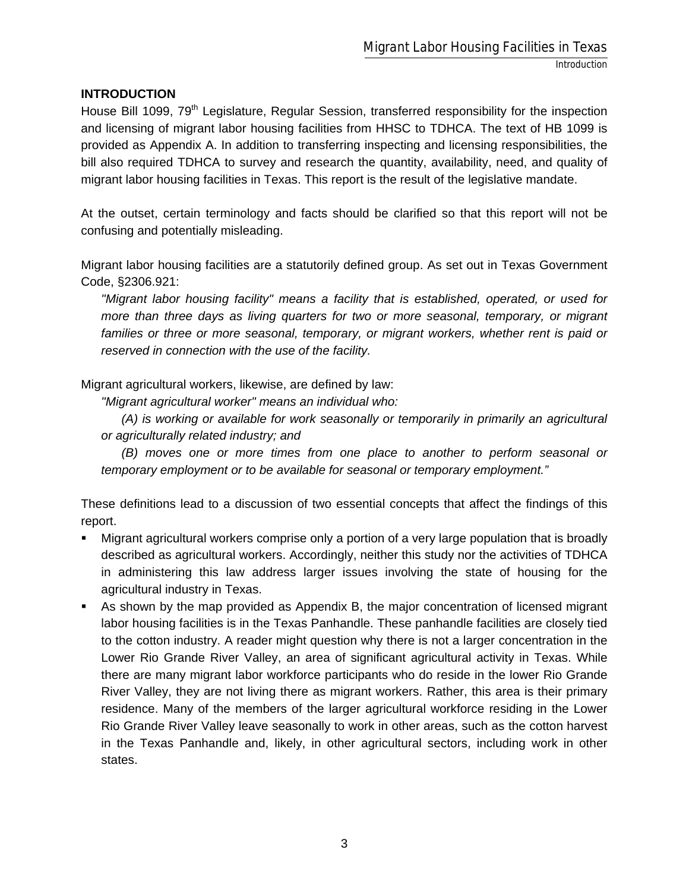## INTRODUCTION

House Bill 1099, 79th Legislature, Regular Session, transferred responsibility for the inspection and licensing of migrant labor housing facilities from HHSC to TDHCA. The text of HB 1099 is provided as Appendix A. In addition to transferring inspecting and licensing responsibilities, the bill also required TDHCA to survey and research the quantity, availability, need, and quality of migrant labor housing facilities in Texas. This report is the result of the legislative mandate.

At the outset, certain terminology and facts should be clarified so that this report will not be confusing and potentially misleading.

Migrant labor housing facilities are a statutorily defined group. As set out in Texas Government Code, §2306.921:

> *"Migrant labor housing facility" means a facility that is established, operated, or used for more than three days as living quarters for two or more seasonal, temporary, or migrant families or three or more seasonal, temporary, or migrant workers, whether rent is paid or reserved in connection with the use of the facility.*

Migrant agricultural workers, likewise, are defined by law:

> *"Migrant agricultural worker" means an individual who:*
>
> *(A) is working or available for work seasonally or temporarily in primarily an agricultural or agriculturally related industry; and*
>
> *(B) moves one or more times from one place to another to perform seasonal or temporary employment or to be available for seasonal or temporary employment."*

These definitions lead to a discussion of two essential concepts that affect the findings of this report.

- Migrant agricultural workers comprise only a portion of a very large population that is broadly described as agricultural workers. Accordingly, neither this study nor the activities of TDHCA in administering this law address larger issues involving the state of housing for the agricultural industry in Texas.
- As shown by the map provided as Appendix B, the major concentration of licensed migrant labor housing facilities is in the Texas Panhandle. These panhandle facilities are closely tied to the cotton industry. A reader might question why there is not a larger concentration in the Lower Rio Grande River Valley, an area of significant agricultural activity in Texas. While there are many migrant labor workforce participants who do reside in the lower Rio Grande River Valley, they are not living there as migrant workers. Rather, this area is their primary residence. Many of the members of the larger agricultural workforce residing in the Lower Rio Grande River Valley leave seasonally to work in other areas, such as the cotton harvest in the Texas Panhandle and, likely, in other agricultural sectors, including work in other states.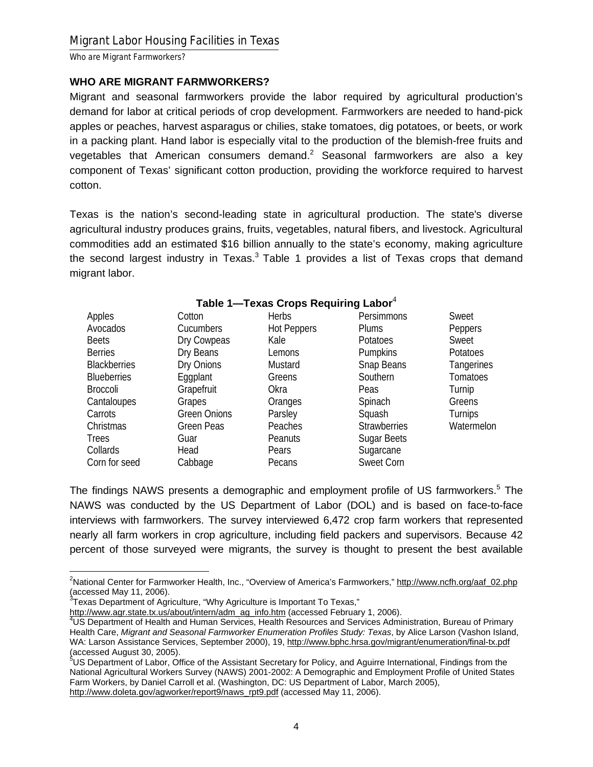## WHO ARE MIGRANT FARMWORKERS?

Migrant and seasonal farmworkers provide the labor required by agricultural production's demand for labor at critical periods of crop development. Farmworkers are needed to hand-pick apples or peaches, harvest asparagus or chilies, stake tomatoes, dig potatoes, or beets, or work in a packing plant. Hand labor is especially vital to the production of the blemish-free fruits and vegetables that American consumers demand.[2] Seasonal farmworkers are also a key component of Texas' significant cotton production, providing the workforce required to harvest cotton.

Texas is the nation's second-leading state in agricultural production. The state's diverse agricultural industry produces grains, fruits, vegetables, natural fibers, and livestock. Agricultural commodities add an estimated $16 billion annually to the state's economy, making agriculture the second largest industry in Texas.[3] Table 1 provides a list of Texas crops that demand migrant labor.

**Table 1—Texas Crops Requiring Labor**[4]

| | | | | |
|---|---|---|---|---|
| Apples | Cotton | Herbs | Persimmons | Sweet Peppers |
| Avocados | Cucumbers | Hot Peppers | Plums | Sweet Potatoes |
| Beets | Dry Cowpeas | Kale | Potatoes | Tangerines |
| Berries | Dry Beans | Lemons | Pumpkins | Tomatoes |
| Blackberries | Dry Onions | Mustard Greens | Snap Beans | Turnip Greens |
| Blueberries | Eggplant | Okra | Southern Peas | Turnips |
| Broccoli | Grapefruit | Oranges | Spinach | Watermelon |
| Cantaloupes | Grapes | Parsley | Squash | |
| Carrots | Green Onions | Peaches | Strawberries | |
| Christmas Trees | Green Peas | Peanuts | Sugar Beets | |
| Collards | Guar | Pears | Sugarcane | |
| Corn for seed | Head Cabbage | Pecans | Sweet Corn | |

The findings NAWS presents a demographic and employment profile of US farmworkers.[5] The NAWS was conducted by the US Department of Labor (DOL) and is based on face-to-face interviews with farmworkers. The survey interviewed 6,472 crop farm workers that represented nearly all farm workers in crop agriculture, including field packers and supervisors. Because 42 percent of those surveyed were migrants, the survey is thought to present the best available

---

[2] National Center for Farmworker Health, Inc., "Overview of America's Farmworkers," http://www.ncfh.org/aaf_02.php (accessed May 11, 2006).

[3] Texas Department of Agriculture, "Why Agriculture is Important To Texas," http://www.agr.state.tx.us/about/intern/adm_ag_info.htm (accessed February 1, 2006).

[4] US Department of Health and Human Services, Health Resources and Services Administration, Bureau of Primary Health Care, *Migrant and Seasonal Farmworker Enumeration Profiles Study: Texas*, by Alice Larson (Vashon Island, WA: Larson Assistance Services, September 2000), 19, http://www.bphc.hrsa.gov/migrant/enumeration/final-tx.pdf (accessed August 30, 2005).

[5] US Department of Labor, Office of the Assistant Secretary for Policy, and Aguirre International, Findings from the National Agricultural Workers Survey (NAWS) 2001-2002: A Demographic and Employment Profile of United States Farm Workers, by Daniel Carroll et al. (Washington, DC: US Department of Labor, March 2005), http://www.doleta.gov/agworker/report9/naws_rpt9.pdf (accessed May 11, 2006).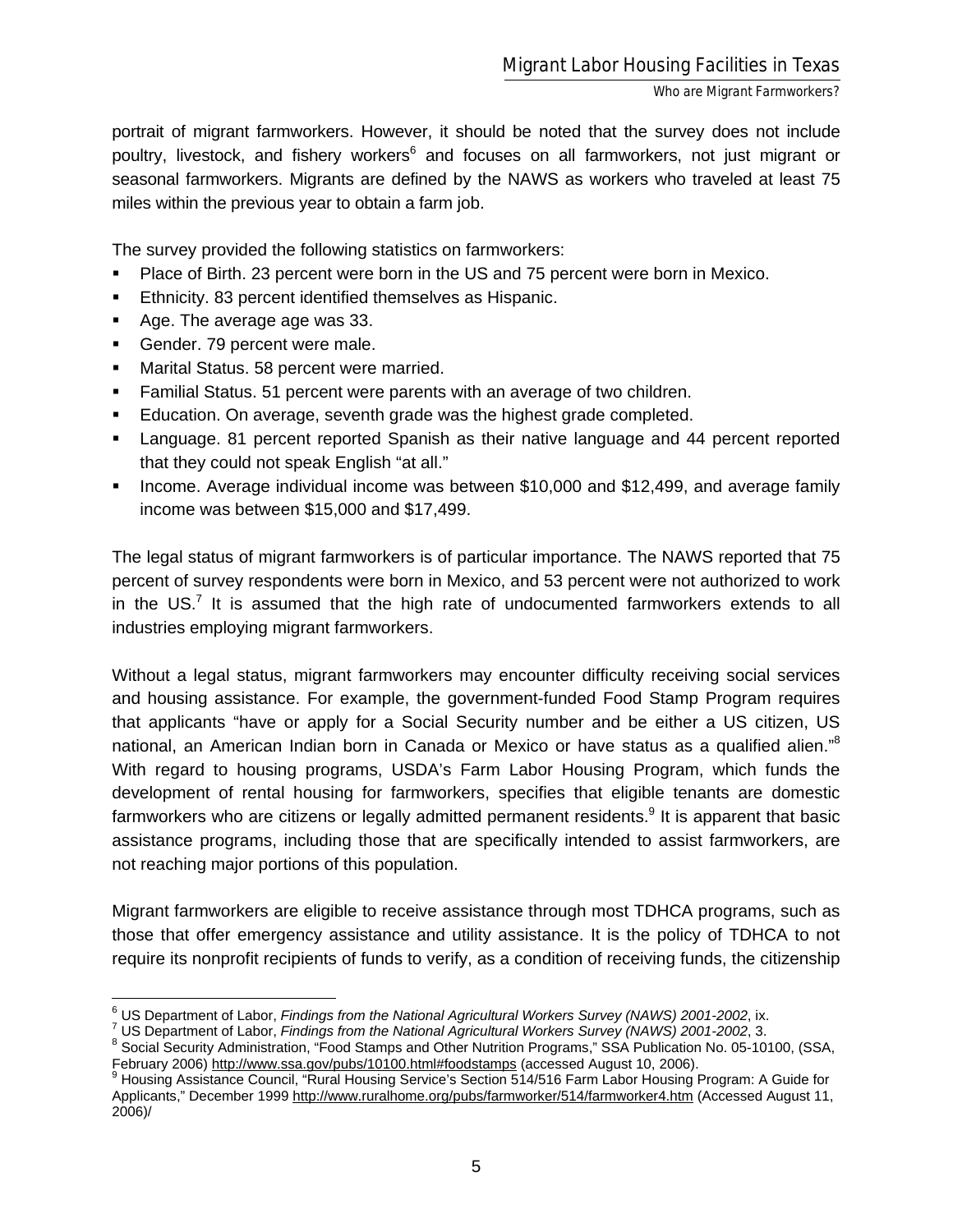portrait of migrant farmworkers. However, it should be noted that the survey does not include poultry, livestock, and fishery workers[6] and focuses on all farmworkers, not just migrant or seasonal farmworkers. Migrants are defined by the NAWS as workers who traveled at least 75 miles within the previous year to obtain a farm job.

The survey provided the following statistics on farmworkers:

- Place of Birth. 23 percent were born in the US and 75 percent were born in Mexico.
- Ethnicity. 83 percent identified themselves as Hispanic.
- Age. The average age was 33.
- Gender. 79 percent were male.
- Marital Status. 58 percent were married.
- Familial Status. 51 percent were parents with an average of two children.
- Education. On average, seventh grade was the highest grade completed.
- Language. 81 percent reported Spanish as their native language and 44 percent reported that they could not speak English "at all."
- Income. Average individual income was between $10,000 and $12,499, and average family income was between $15,000 and $17,499.

The legal status of migrant farmworkers is of particular importance. The NAWS reported that 75 percent of survey respondents were born in Mexico, and 53 percent were not authorized to work in the US.[7] It is assumed that the high rate of undocumented farmworkers extends to all industries employing migrant farmworkers.

Without a legal status, migrant farmworkers may encounter difficulty receiving social services and housing assistance. For example, the government-funded Food Stamp Program requires that applicants "have or apply for a Social Security number and be either a US citizen, US national, an American Indian born in Canada or Mexico or have status as a qualified alien."[8] With regard to housing programs, USDA's Farm Labor Housing Program, which funds the development of rental housing for farmworkers, specifies that eligible tenants are domestic farmworkers who are citizens or legally admitted permanent residents.[9] It is apparent that basic assistance programs, including those that are specifically intended to assist farmworkers, are not reaching major portions of this population.

Migrant farmworkers are eligible to receive assistance through most TDHCA programs, such as those that offer emergency assistance and utility assistance. It is the policy of TDHCA to not require its nonprofit recipients of funds to verify, as a condition of receiving funds, the citizenship

---

[6] US Department of Labor, *Findings from the National Agricultural Workers Survey (NAWS) 2001-2002*, ix.

[7] US Department of Labor, *Findings from the National Agricultural Workers Survey (NAWS) 2001-2002*, 3.

[8] Social Security Administration, "Food Stamps and Other Nutrition Programs," SSA Publication No. 05-10100, (SSA, February 2006) http://www.ssa.gov/pubs/10100.html#foodstamps (accessed August 10, 2006).

[9] Housing Assistance Council, "Rural Housing Service's Section 514/516 Farm Labor Housing Program: A Guide for Applicants," December 1999 http://www.ruralhome.org/pubs/farmworker/514/farmworker4.htm (Accessed August 11, 2006)/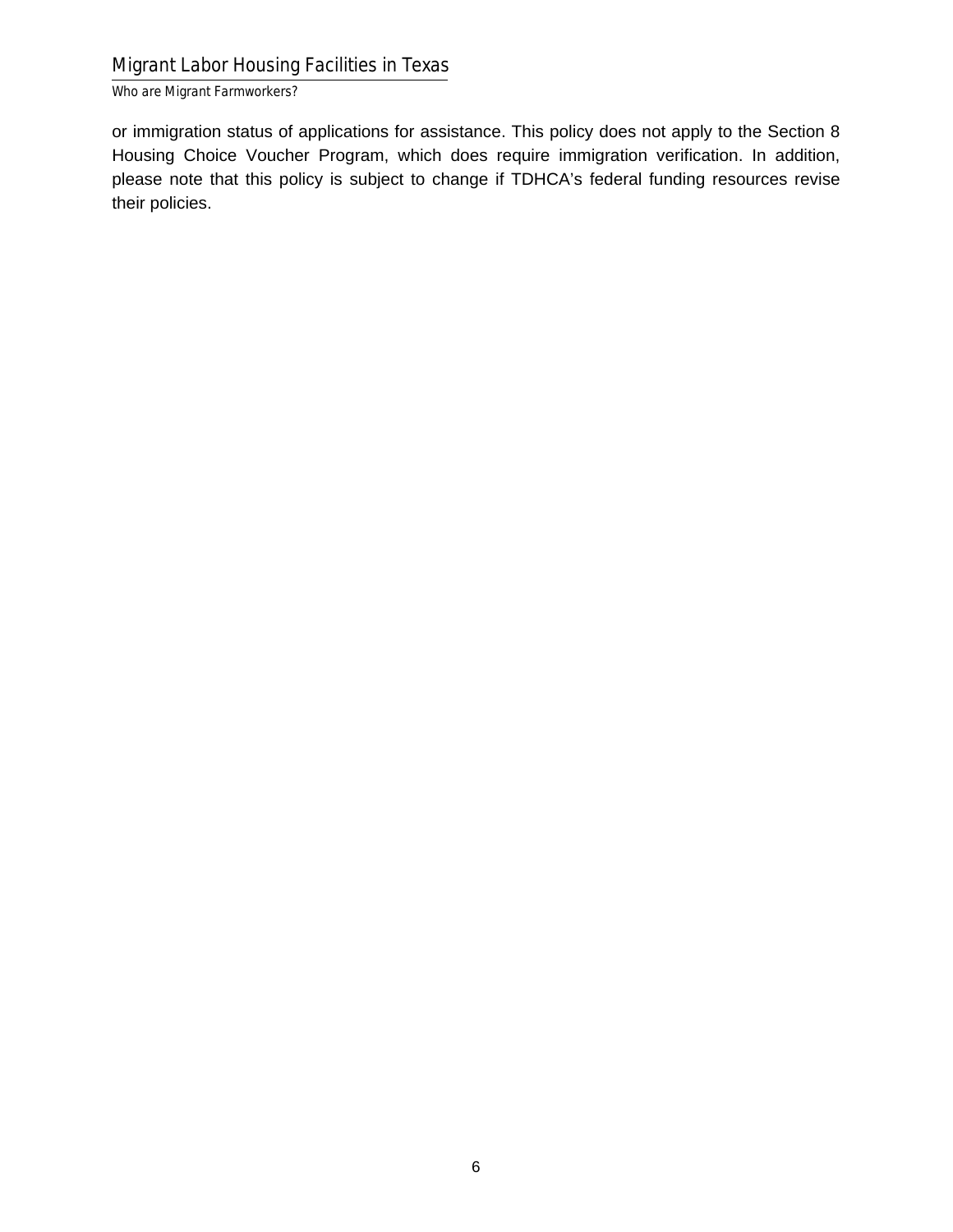or immigration status of applications for assistance. This policy does not apply to the Section 8 Housing Choice Voucher Program, which does require immigration verification. In addition, please note that this policy is subject to change if TDHCA's federal funding resources revise their policies.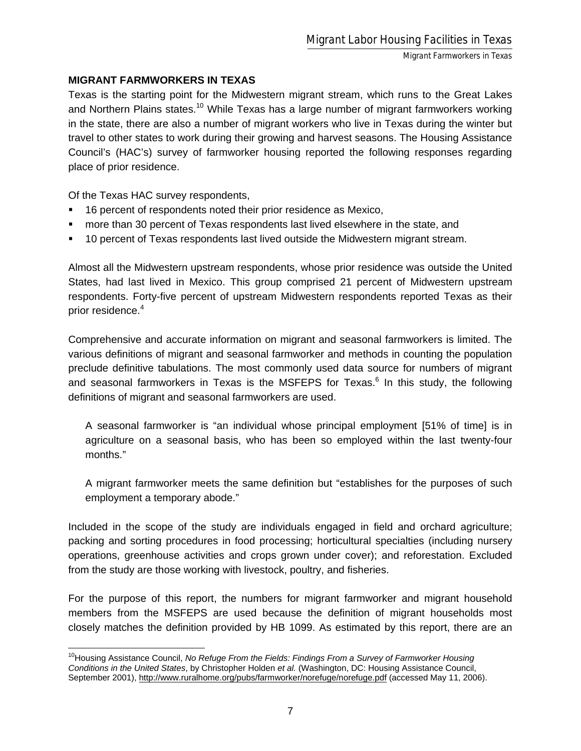## MIGRANT FARMWORKERS IN TEXAS

Texas is the starting point for the Midwestern migrant stream, which runs to the Great Lakes and Northern Plains states.[10] While Texas has a large number of migrant farmworkers working in the state, there are also a number of migrant workers who live in Texas during the winter but travel to other states to work during their growing and harvest seasons. The Housing Assistance Council's (HAC's) survey of farmworker housing reported the following responses regarding place of prior residence.

Of the Texas HAC survey respondents,

- 16 percent of respondents noted their prior residence as Mexico,
- more than 30 percent of Texas respondents last lived elsewhere in the state, and
- 10 percent of Texas respondents last lived outside the Midwestern migrant stream.

Almost all the Midwestern upstream respondents, whose prior residence was outside the United States, had last lived in Mexico. This group comprised 21 percent of Midwestern upstream respondents. Forty-five percent of upstream Midwestern respondents reported Texas as their prior residence.[4]

Comprehensive and accurate information on migrant and seasonal farmworkers is limited. The various definitions of migrant and seasonal farmworker and methods in counting the population preclude definitive tabulations. The most commonly used data source for numbers of migrant and seasonal farmworkers in Texas is the MSFEPS for Texas.[6] In this study, the following definitions of migrant and seasonal farmworkers are used.

> A seasonal farmworker is "an individual whose principal employment [51% of time] is in agriculture on a seasonal basis, who has been so employed within the last twenty-four months."
>
> A migrant farmworker meets the same definition but "establishes for the purposes of such employment a temporary abode."

Included in the scope of the study are individuals engaged in field and orchard agriculture; packing and sorting procedures in food processing; horticultural specialties (including nursery operations, greenhouse activities and crops grown under cover); and reforestation. Excluded from the study are those working with livestock, poultry, and fisheries.

For the purpose of this report, the numbers for migrant farmworker and migrant household members from the MSFEPS are used because the definition of migrant households most closely matches the definition provided by HB 1099. As estimated by this report, there are an

---

[10] Housing Assistance Council, *No Refuge From the Fields: Findings From a Survey of Farmworker Housing Conditions in the United States*, by Christopher Holden *et al.* (Washington, DC: Housing Assistance Council, September 2001), http://www.ruralhome.org/pubs/farmworker/norefuge/norefuge.pdf (accessed May 11, 2006).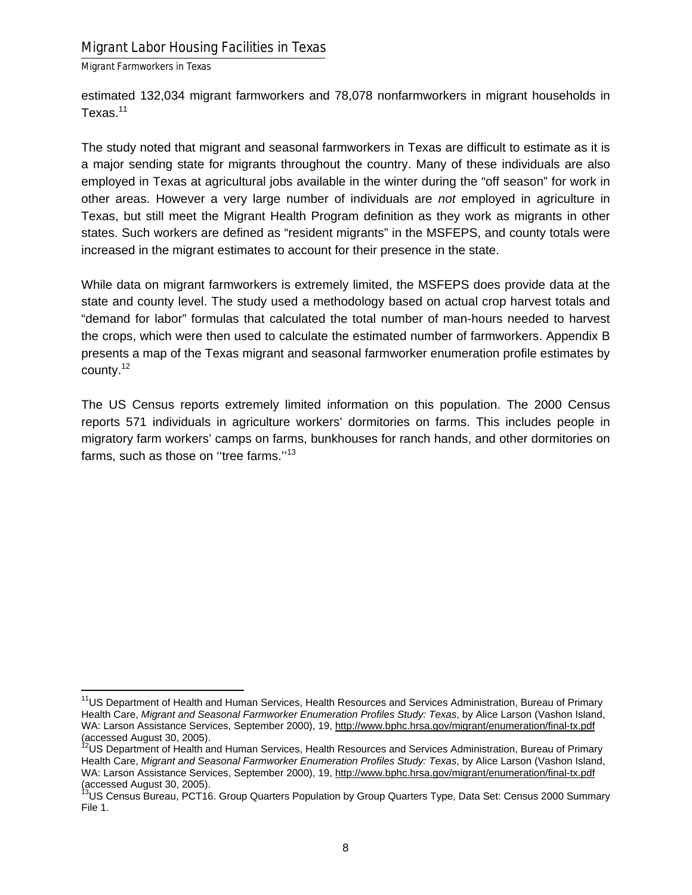estimated 132,034 migrant farmworkers and 78,078 nonfarmworkers in migrant households in Texas.[11]

The study noted that migrant and seasonal farmworkers in Texas are difficult to estimate as it is a major sending state for migrants throughout the country. Many of these individuals are also employed in Texas at agricultural jobs available in the winter during the "off season" for work in other areas. However a very large number of individuals are *not* employed in agriculture in Texas, but still meet the Migrant Health Program definition as they work as migrants in other states. Such workers are defined as "resident migrants" in the MSFEPS, and county totals were increased in the migrant estimates to account for their presence in the state.

While data on migrant farmworkers is extremely limited, the MSFEPS does provide data at the state and county level. The study used a methodology based on actual crop harvest totals and "demand for labor" formulas that calculated the total number of man-hours needed to harvest the crops, which were then used to calculate the estimated number of farmworkers. Appendix B presents a map of the Texas migrant and seasonal farmworker enumeration profile estimates by county.[12]

The US Census reports extremely limited information on this population. The 2000 Census reports 571 individuals in agriculture workers' dormitories on farms. This includes people in migratory farm workers' camps on farms, bunkhouses for ranch hands, and other dormitories on farms, such as those on ''tree farms.''[13]

---

[11] US Department of Health and Human Services, Health Resources and Services Administration, Bureau of Primary Health Care, *Migrant and Seasonal Farmworker Enumeration Profiles Study: Texas*, by Alice Larson (Vashon Island, WA: Larson Assistance Services, September 2000), 19, http://www.bphc.hrsa.gov/migrant/enumeration/final-tx.pdf (accessed August 30, 2005).

[12] US Department of Health and Human Services, Health Resources and Services Administration, Bureau of Primary Health Care, *Migrant and Seasonal Farmworker Enumeration Profiles Study: Texas*, by Alice Larson (Vashon Island, WA: Larson Assistance Services, September 2000), 19, http://www.bphc.hrsa.gov/migrant/enumeration/final-tx.pdf (accessed August 30, 2005).

[13] US Census Bureau, PCT16. Group Quarters Population by Group Quarters Type, Data Set: Census 2000 Summary File 1.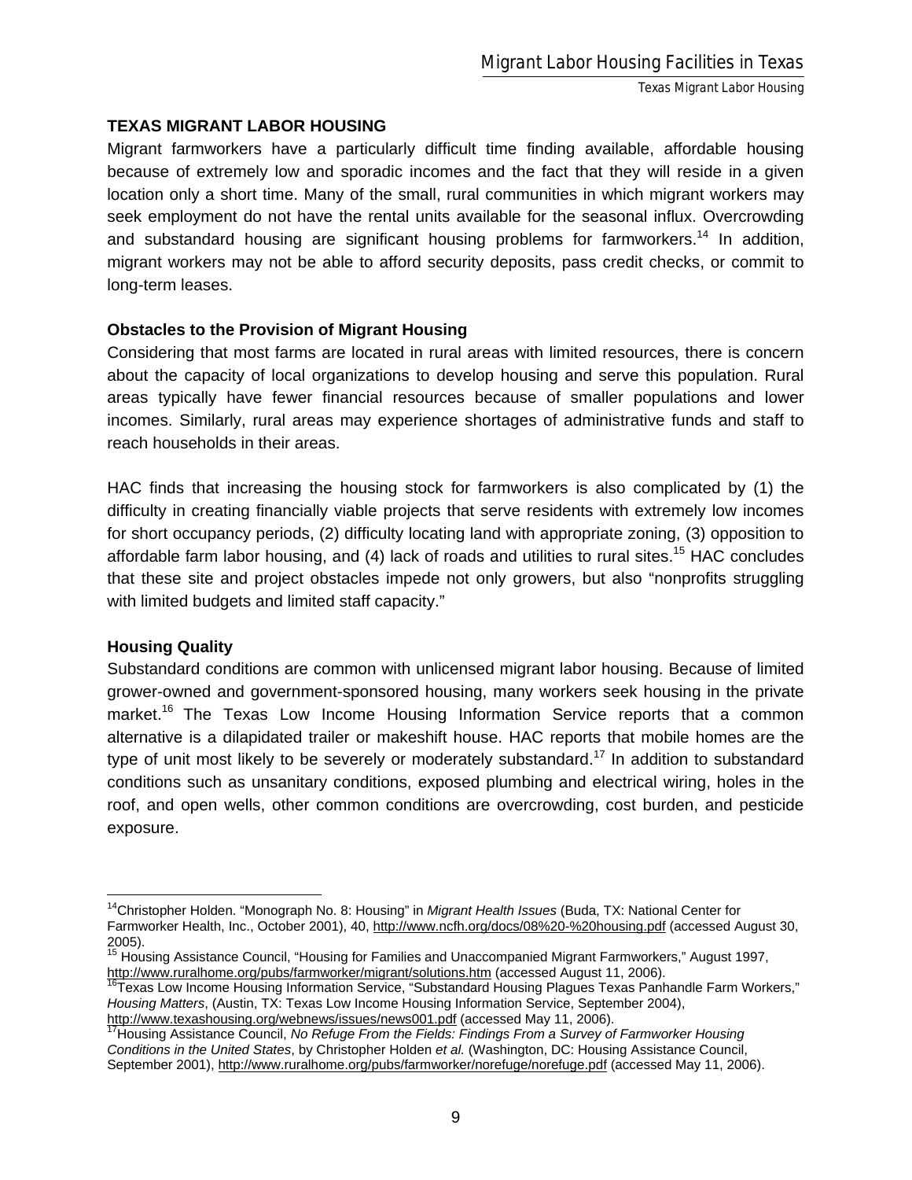## TEXAS MIGRANT LABOR HOUSING

Migrant farmworkers have a particularly difficult time finding available, affordable housing because of extremely low and sporadic incomes and the fact that they will reside in a given location only a short time. Many of the small, rural communities in which migrant workers may seek employment do not have the rental units available for the seasonal influx. Overcrowding and substandard housing are significant housing problems for farmworkers.[14] In addition, migrant workers may not be able to afford security deposits, pass credit checks, or commit to long-term leases.

### Obstacles to the Provision of Migrant Housing

Considering that most farms are located in rural areas with limited resources, there is concern about the capacity of local organizations to develop housing and serve this population. Rural areas typically have fewer financial resources because of smaller populations and lower incomes. Similarly, rural areas may experience shortages of administrative funds and staff to reach households in their areas.

HAC finds that increasing the housing stock for farmworkers is also complicated by (1) the difficulty in creating financially viable projects that serve residents with extremely low incomes for short occupancy periods, (2) difficulty locating land with appropriate zoning, (3) opposition to affordable farm labor housing, and (4) lack of roads and utilities to rural sites.[15] HAC concludes that these site and project obstacles impede not only growers, but also "nonprofits struggling with limited budgets and limited staff capacity."

### Housing Quality

Substandard conditions are common with unlicensed migrant labor housing. Because of limited grower-owned and government-sponsored housing, many workers seek housing in the private market.[16] The Texas Low Income Housing Information Service reports that a common alternative is a dilapidated trailer or makeshift house. HAC reports that mobile homes are the type of unit most likely to be severely or moderately substandard.[17] In addition to substandard conditions such as unsanitary conditions, exposed plumbing and electrical wiring, holes in the roof, and open wells, other common conditions are overcrowding, cost burden, and pesticide exposure.

---

[14] Christopher Holden. "Monograph No. 8: Housing" in *Migrant Health Issues* (Buda, TX: National Center for Farmworker Health, Inc., October 2001), 40, http://www.ncfh.org/docs/08%20-%20housing.pdf (accessed August 30, 2005).

[15] Housing Assistance Council, "Housing for Families and Unaccompanied Migrant Farmworkers," August 1997, http://www.ruralhome.org/pubs/farmworker/migrant/solutions.htm (accessed August 11, 2006).

[16] Texas Low Income Housing Information Service, "Substandard Housing Plagues Texas Panhandle Farm Workers," *Housing Matters*, (Austin, TX: Texas Low Income Housing Information Service, September 2004), http://www.texashousing.org/webnews/issues/news001.pdf (accessed May 11, 2006).

[17] Housing Assistance Council, *No Refuge From the Fields: Findings From a Survey of Farmworker Housing Conditions in the United States*, by Christopher Holden *et al.* (Washington, DC: Housing Assistance Council, September 2001), http://www.ruralhome.org/pubs/farmworker/norefuge/norefuge.pdf (accessed May 11, 2006).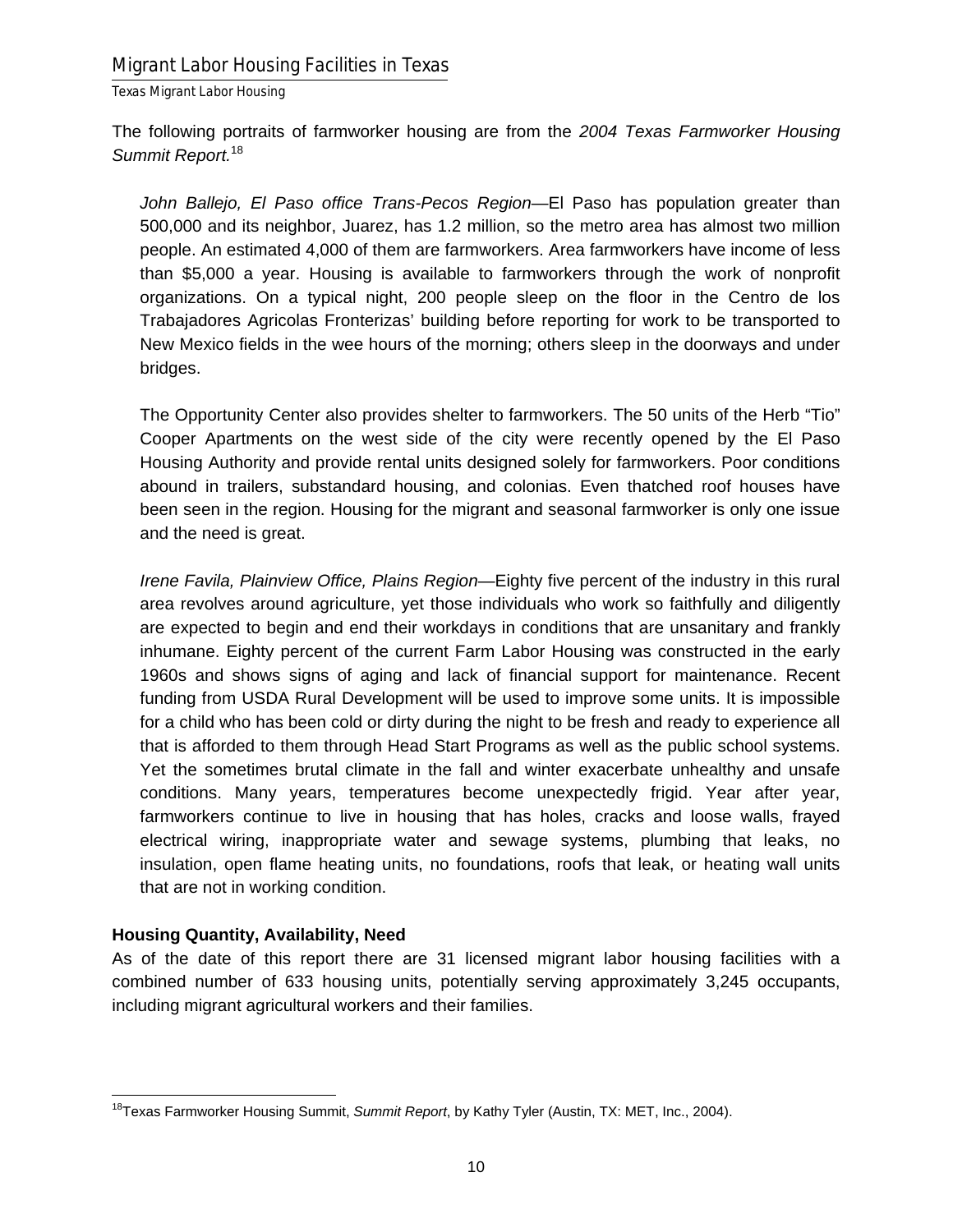The following portraits of farmworker housing are from the *2004 Texas Farmworker Housing Summit Report.*[18]

> *John Ballejo, El Paso office Trans-Pecos Region*—El Paso has population greater than 500,000 and its neighbor, Juarez, has 1.2 million, so the metro area has almost two million people. An estimated 4,000 of them are farmworkers. Area farmworkers have income of less than $5,000 a year. Housing is available to farmworkers through the work of nonprofit organizations. On a typical night, 200 people sleep on the floor in the Centro de los Trabajadores Agricolas Fronterizas' building before reporting for work to be transported to New Mexico fields in the wee hours of the morning; others sleep in the doorways and under bridges.
>
> The Opportunity Center also provides shelter to farmworkers. The 50 units of the Herb "Tio" Cooper Apartments on the west side of the city were recently opened by the El Paso Housing Authority and provide rental units designed solely for farmworkers. Poor conditions abound in trailers, substandard housing, and colonias. Even thatched roof houses have been seen in the region. Housing for the migrant and seasonal farmworker is only one issue and the need is great.
>
> *Irene Favila, Plainview Office, Plains Region*—Eighty five percent of the industry in this rural area revolves around agriculture, yet those individuals who work so faithfully and diligently are expected to begin and end their workdays in conditions that are unsanitary and frankly inhumane. Eighty percent of the current Farm Labor Housing was constructed in the early 1960s and shows signs of aging and lack of financial support for maintenance. Recent funding from USDA Rural Development will be used to improve some units. It is impossible for a child who has been cold or dirty during the night to be fresh and ready to experience all that is afforded to them through Head Start Programs as well as the public school systems. Yet the sometimes brutal climate in the fall and winter exacerbate unhealthy and unsafe conditions. Many years, temperatures become unexpectedly frigid. Year after year, farmworkers continue to live in housing that has holes, cracks and loose walls, frayed electrical wiring, inappropriate water and sewage systems, plumbing that leaks, no insulation, open flame heating units, no foundations, roofs that leak, or heating wall units that are not in working condition.

### Housing Quantity, Availability, Need

As of the date of this report there are 31 licensed migrant labor housing facilities with a combined number of 633 housing units, potentially serving approximately 3,245 occupants, including migrant agricultural workers and their families.

---

[18] Texas Farmworker Housing Summit, *Summit Report*, by Kathy Tyler (Austin, TX: MET, Inc., 2004).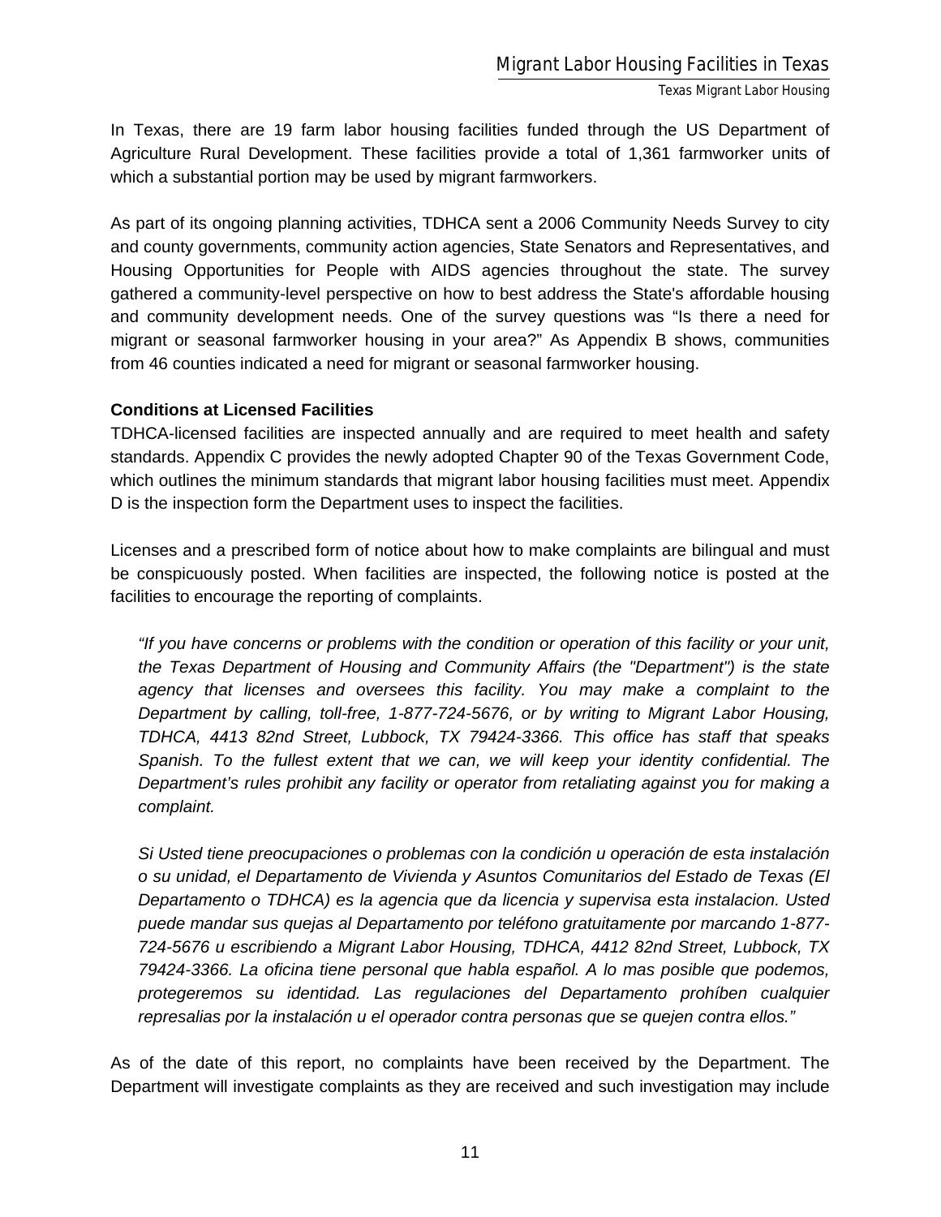In Texas, there are 19 farm labor housing facilities funded through the US Department of Agriculture Rural Development. These facilities provide a total of 1,361 farmworker units of which a substantial portion may be used by migrant farmworkers.

As part of its ongoing planning activities, TDHCA sent a 2006 Community Needs Survey to city and county governments, community action agencies, State Senators and Representatives, and Housing Opportunities for People with AIDS agencies throughout the state. The survey gathered a community-level perspective on how to best address the State's affordable housing and community development needs. One of the survey questions was "Is there a need for migrant or seasonal farmworker housing in your area?" As Appendix B shows, communities from 46 counties indicated a need for migrant or seasonal farmworker housing.

**Conditions at Licensed Facilities**

TDHCA-licensed facilities are inspected annually and are required to meet health and safety standards. Appendix C provides the newly adopted Chapter 90 of the Texas Government Code, which outlines the minimum standards that migrant labor housing facilities must meet. Appendix D is the inspection form the Department uses to inspect the facilities.

Licenses and a prescribed form of notice about how to make complaints are bilingual and must be conspicuously posted. When facilities are inspected, the following notice is posted at the facilities to encourage the reporting of complaints.

> *"If you have concerns or problems with the condition or operation of this facility or your unit, the Texas Department of Housing and Community Affairs (the "Department") is the state agency that licenses and oversees this facility. You may make a complaint to the Department by calling, toll-free, 1-877-724-5676, or by writing to Migrant Labor Housing, TDHCA, 4413 82nd Street, Lubbock, TX 79424-3366. This office has staff that speaks Spanish. To the fullest extent that we can, we will keep your identity confidential. The Department's rules prohibit any facility or operator from retaliating against you for making a complaint.*
>
> *Si Usted tiene preocupaciones o problemas con la condición u operación de esta instalación o su unidad, el Departamento de Vivienda y Asuntos Comunitarios del Estado de Texas (El Departamento o TDHCA) es la agencia que da licencia y supervisa esta instalacion. Usted puede mandar sus quejas al Departamento por teléfono gratuitamente por marcando 1-877-724-5676 u escribiendo a Migrant Labor Housing, TDHCA, 4412 82nd Street, Lubbock, TX 79424-3366. La oficina tiene personal que habla español. A lo mas posible que podemos, protegeremos su identidad. Las regulaciones del Departamento prohíben cualquier represalias por la instalación u el operador contra personas que se quejen contra ellos."*

As of the date of this report, no complaints have been received by the Department. The Department will investigate complaints as they are received and such investigation may include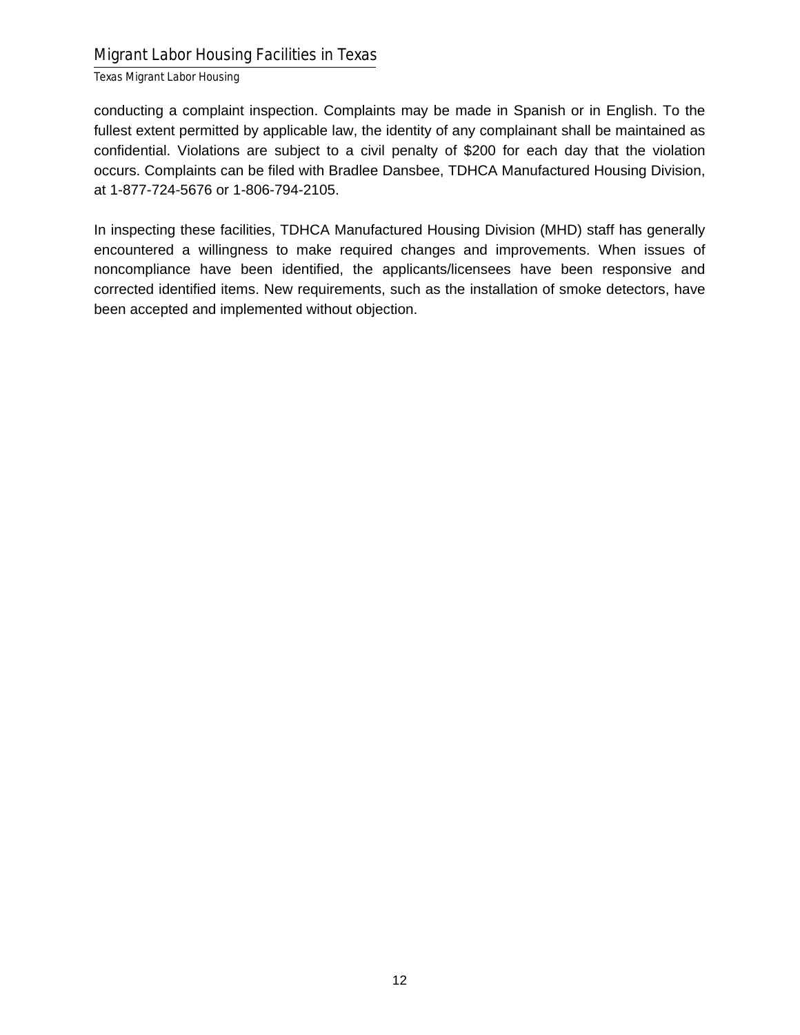conducting a complaint inspection. Complaints may be made in Spanish or in English. To the fullest extent permitted by applicable law, the identity of any complainant shall be maintained as confidential. Violations are subject to a civil penalty of $200 for each day that the violation occurs. Complaints can be filed with Bradlee Dansbee, TDHCA Manufactured Housing Division, at 1-877-724-5676 or 1-806-794-2105.

In inspecting these facilities, TDHCA Manufactured Housing Division (MHD) staff has generally encountered a willingness to make required changes and improvements. When issues of noncompliance have been identified, the applicants/licensees have been responsive and corrected identified items. New requirements, such as the installation of smoke detectors, have been accepted and implemented without objection.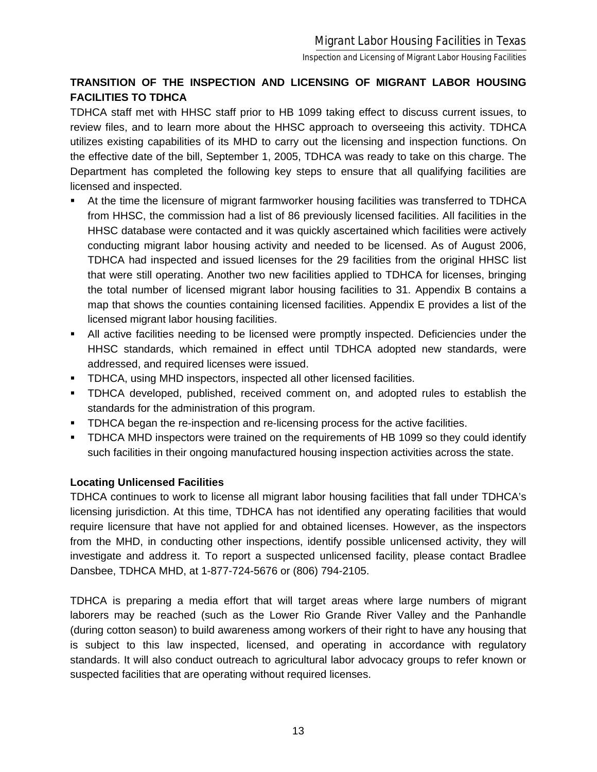## TRANSITION OF THE INSPECTION AND LICENSING OF MIGRANT LABOR HOUSING FACILITIES TO TDHCA

TDHCA staff met with HHSC staff prior to HB 1099 taking effect to discuss current issues, to review files, and to learn more about the HHSC approach to overseeing this activity. TDHCA utilizes existing capabilities of its MHD to carry out the licensing and inspection functions. On the effective date of the bill, September 1, 2005, TDHCA was ready to take on this charge. The Department has completed the following key steps to ensure that all qualifying facilities are licensed and inspected.

- At the time the licensure of migrant farmworker housing facilities was transferred to TDHCA from HHSC, the commission had a list of 86 previously licensed facilities. All facilities in the HHSC database were contacted and it was quickly ascertained which facilities were actively conducting migrant labor housing activity and needed to be licensed. As of August 2006, TDHCA had inspected and issued licenses for the 29 facilities from the original HHSC list that were still operating. Another two new facilities applied to TDHCA for licenses, bringing the total number of licensed migrant labor housing facilities to 31. Appendix B contains a map that shows the counties containing licensed facilities. Appendix E provides a list of the licensed migrant labor housing facilities.
- All active facilities needing to be licensed were promptly inspected. Deficiencies under the HHSC standards, which remained in effect until TDHCA adopted new standards, were addressed, and required licenses were issued.
- TDHCA, using MHD inspectors, inspected all other licensed facilities.
- TDHCA developed, published, received comment on, and adopted rules to establish the standards for the administration of this program.
- TDHCA began the re-inspection and re-licensing process for the active facilities.
- TDHCA MHD inspectors were trained on the requirements of HB 1099 so they could identify such facilities in their ongoing manufactured housing inspection activities across the state.

### Locating Unlicensed Facilities

TDHCA continues to work to license all migrant labor housing facilities that fall under TDHCA's licensing jurisdiction. At this time, TDHCA has not identified any operating facilities that would require licensure that have not applied for and obtained licenses. However, as the inspectors from the MHD, in conducting other inspections, identify possible unlicensed activity, they will investigate and address it. To report a suspected unlicensed facility, please contact Bradlee Dansbee, TDHCA MHD, at 1-877-724-5676 or (806) 794-2105.

TDHCA is preparing a media effort that will target areas where large numbers of migrant laborers may be reached (such as the Lower Rio Grande River Valley and the Panhandle (during cotton season) to build awareness among workers of their right to have any housing that is subject to this law inspected, licensed, and operating in accordance with regulatory standards. It will also conduct outreach to agricultural labor advocacy groups to refer known or suspected facilities that are operating without required licenses.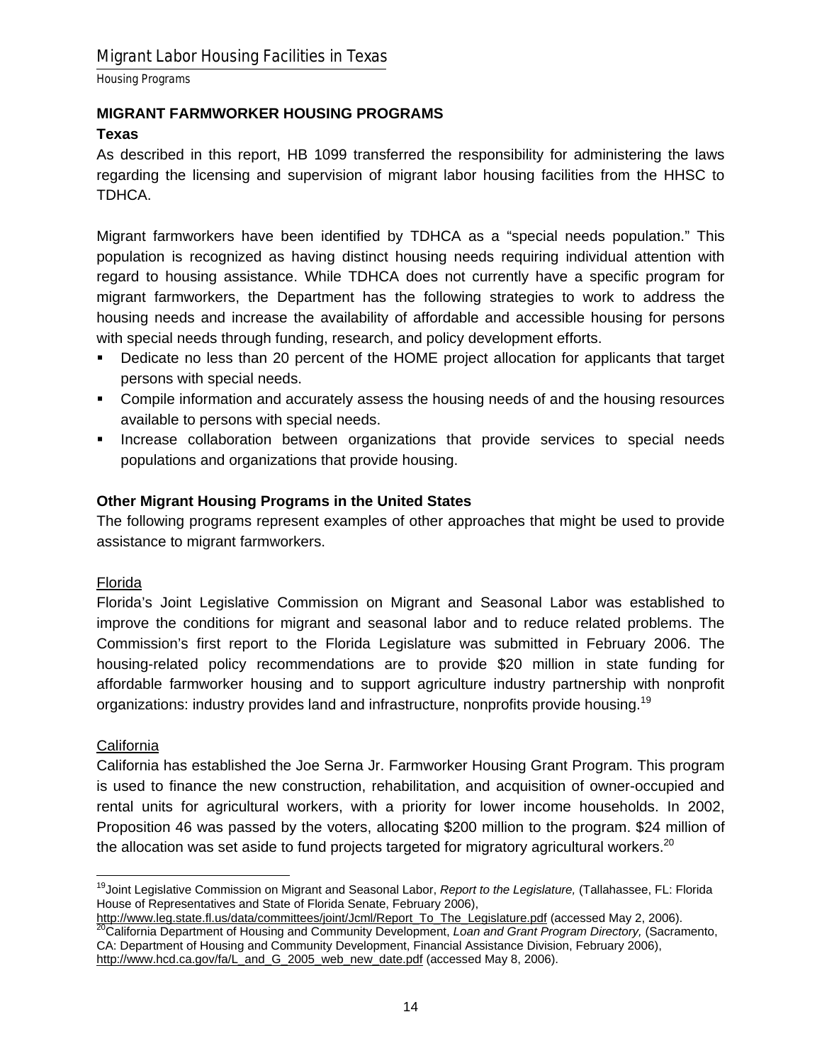## MIGRANT FARMWORKER HOUSING PROGRAMS

### Texas

As described in this report, HB 1099 transferred the responsibility for administering the laws regarding the licensing and supervision of migrant labor housing facilities from the HHSC to TDHCA.

Migrant farmworkers have been identified by TDHCA as a "special needs population." This population is recognized as having distinct housing needs requiring individual attention with regard to housing assistance. While TDHCA does not currently have a specific program for migrant farmworkers, the Department has the following strategies to work to address the housing needs and increase the availability of affordable and accessible housing for persons with special needs through funding, research, and policy development efforts.

- Dedicate no less than 20 percent of the HOME project allocation for applicants that target persons with special needs.
- Compile information and accurately assess the housing needs of and the housing resources available to persons with special needs.
- Increase collaboration between organizations that provide services to special needs populations and organizations that provide housing.

### Other Migrant Housing Programs in the United States

The following programs represent examples of other approaches that might be used to provide assistance to migrant farmworkers.

Florida

Florida's Joint Legislative Commission on Migrant and Seasonal Labor was established to improve the conditions for migrant and seasonal labor and to reduce related problems. The Commission's first report to the Florida Legislature was submitted in February 2006. The housing-related policy recommendations are to provide $20 million in state funding for affordable farmworker housing and to support agriculture industry partnership with nonprofit organizations: industry provides land and infrastructure, nonprofits provide housing.[19]

California

California has established the Joe Serna Jr. Farmworker Housing Grant Program. This program is used to finance the new construction, rehabilitation, and acquisition of owner-occupied and rental units for agricultural workers, with a priority for lower income households. In 2002, Proposition 46 was passed by the voters, allocating $200 million to the program. $24 million of the allocation was set aside to fund projects targeted for migratory agricultural workers.[20]

---

[19] Joint Legislative Commission on Migrant and Seasonal Labor, *Report to the Legislature,* (Tallahassee, FL: Florida House of Representatives and State of Florida Senate, February 2006), http://www.leg.state.fl.us/data/committees/joint/Jcml/Report_To_The_Legislature.pdf (accessed May 2, 2006).

[20] California Department of Housing and Community Development, *Loan and Grant Program Directory,* (Sacramento, CA: Department of Housing and Community Development, Financial Assistance Division, February 2006), http://www.hcd.ca.gov/fa/L_and_G_2005_web_new_date.pdf (accessed May 8, 2006).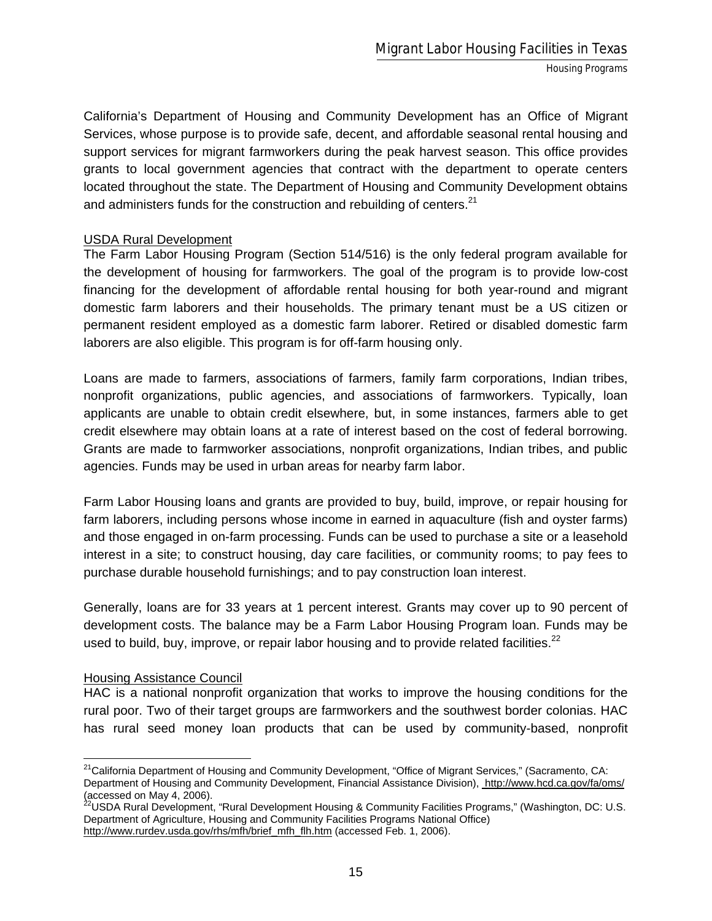California's Department of Housing and Community Development has an Office of Migrant Services, whose purpose is to provide safe, decent, and affordable seasonal rental housing and support services for migrant farmworkers during the peak harvest season. This office provides grants to local government agencies that contract with the department to operate centers located throughout the state. The Department of Housing and Community Development obtains and administers funds for the construction and rebuilding of centers.[21]

USDA Rural Development

The Farm Labor Housing Program (Section 514/516) is the only federal program available for the development of housing for farmworkers. The goal of the program is to provide low-cost financing for the development of affordable rental housing for both year-round and migrant domestic farm laborers and their households. The primary tenant must be a US citizen or permanent resident employed as a domestic farm laborer. Retired or disabled domestic farm laborers are also eligible. This program is for off-farm housing only.

Loans are made to farmers, associations of farmers, family farm corporations, Indian tribes, nonprofit organizations, public agencies, and associations of farmworkers. Typically, loan applicants are unable to obtain credit elsewhere, but, in some instances, farmers able to get credit elsewhere may obtain loans at a rate of interest based on the cost of federal borrowing. Grants are made to farmworker associations, nonprofit organizations, Indian tribes, and public agencies. Funds may be used in urban areas for nearby farm labor.

Farm Labor Housing loans and grants are provided to buy, build, improve, or repair housing for farm laborers, including persons whose income in earned in aquaculture (fish and oyster farms) and those engaged in on-farm processing. Funds can be used to purchase a site or a leasehold interest in a site; to construct housing, day care facilities, or community rooms; to pay fees to purchase durable household furnishings; and to pay construction loan interest.

Generally, loans are for 33 years at 1 percent interest. Grants may cover up to 90 percent of development costs. The balance may be a Farm Labor Housing Program loan. Funds may be used to build, buy, improve, or repair labor housing and to provide related facilities.[22]

Housing Assistance Council

HAC is a national nonprofit organization that works to improve the housing conditions for the rural poor. Two of their target groups are farmworkers and the southwest border colonias. HAC has rural seed money loan products that can be used by community-based, nonprofit

[21] California Department of Housing and Community Development, "Office of Migrant Services," (Sacramento, CA: Department of Housing and Community Development, Financial Assistance Division), http://www.hcd.ca.gov/fa/oms/ (accessed on May 4, 2006).

[22] USDA Rural Development, "Rural Development Housing & Community Facilities Programs," (Washington, DC: U.S. Department of Agriculture, Housing and Community Facilities Programs National Office) http://www.rurdev.usda.gov/rhs/mfh/brief_mfh_flh.htm (accessed Feb. 1, 2006).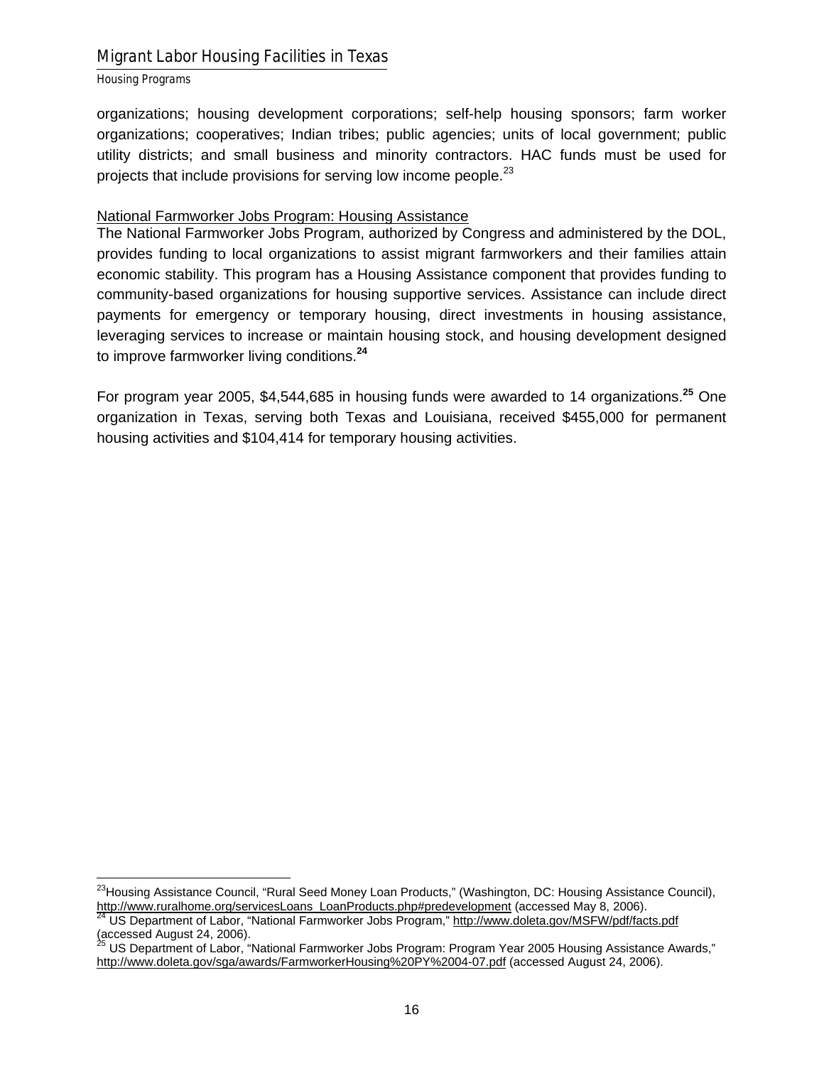organizations; housing development corporations; self-help housing sponsors; farm worker organizations; cooperatives; Indian tribes; public agencies; units of local government; public utility districts; and small business and minority contractors. HAC funds must be used for projects that include provisions for serving low income people.[23]

National Farmworker Jobs Program: Housing Assistance

The National Farmworker Jobs Program, authorized by Congress and administered by the DOL, provides funding to local organizations to assist migrant farmworkers and their families attain economic stability. This program has a Housing Assistance component that provides funding to community-based organizations for housing supportive services. Assistance can include direct payments for emergency or temporary housing, direct investments in housing assistance, leveraging services to increase or maintain housing stock, and housing development designed to improve farmworker living conditions.[24]

For program year 2005, $4,544,685 in housing funds were awarded to 14 organizations.[25] One organization in Texas, serving both Texas and Louisiana, received $455,000 for permanent housing activities and $104,414 for temporary housing activities.

---

[23] Housing Assistance Council, "Rural Seed Money Loan Products," (Washington, DC: Housing Assistance Council), http://www.ruralhome.org/servicesLoans_LoanProducts.php#predevelopment (accessed May 8, 2006).

[24] US Department of Labor, "National Farmworker Jobs Program," http://www.doleta.gov/MSFW/pdf/facts.pdf (accessed August 24, 2006).

[25] US Department of Labor, "National Farmworker Jobs Program: Program Year 2005 Housing Assistance Awards," http://www.doleta.gov/sga/awards/FarmworkerHousing%20PY%2004-07.pdf (accessed August 24, 2006).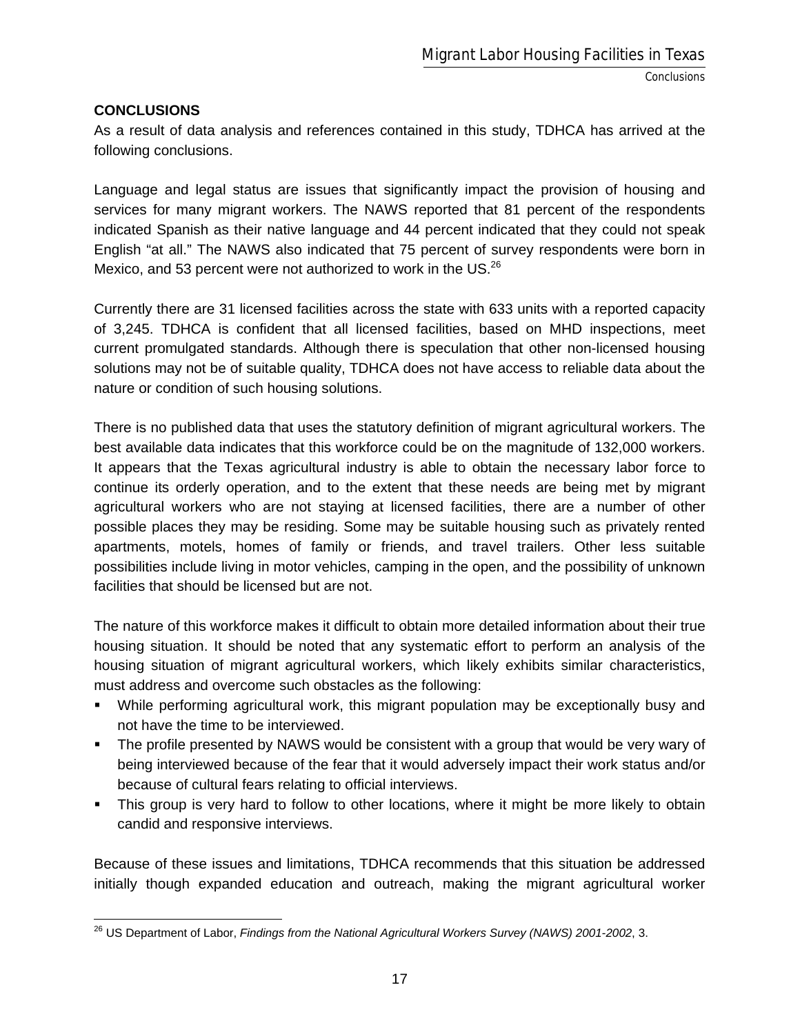## CONCLUSIONS

As a result of data analysis and references contained in this study, TDHCA has arrived at the following conclusions.

Language and legal status are issues that significantly impact the provision of housing and services for many migrant workers. The NAWS reported that 81 percent of the respondents indicated Spanish as their native language and 44 percent indicated that they could not speak English "at all." The NAWS also indicated that 75 percent of survey respondents were born in Mexico, and 53 percent were not authorized to work in the US.[26]

Currently there are 31 licensed facilities across the state with 633 units with a reported capacity of 3,245. TDHCA is confident that all licensed facilities, based on MHD inspections, meet current promulgated standards. Although there is speculation that other non-licensed housing solutions may not be of suitable quality, TDHCA does not have access to reliable data about the nature or condition of such housing solutions.

There is no published data that uses the statutory definition of migrant agricultural workers. The best available data indicates that this workforce could be on the magnitude of 132,000 workers. It appears that the Texas agricultural industry is able to obtain the necessary labor force to continue its orderly operation, and to the extent that these needs are being met by migrant agricultural workers who are not staying at licensed facilities, there are a number of other possible places they may be residing. Some may be suitable housing such as privately rented apartments, motels, homes of family or friends, and travel trailers. Other less suitable possibilities include living in motor vehicles, camping in the open, and the possibility of unknown facilities that should be licensed but are not.

The nature of this workforce makes it difficult to obtain more detailed information about their true housing situation. It should be noted that any systematic effort to perform an analysis of the housing situation of migrant agricultural workers, which likely exhibits similar characteristics, must address and overcome such obstacles as the following:

- While performing agricultural work, this migrant population may be exceptionally busy and not have the time to be interviewed.
- The profile presented by NAWS would be consistent with a group that would be very wary of being interviewed because of the fear that it would adversely impact their work status and/or because of cultural fears relating to official interviews.
- This group is very hard to follow to other locations, where it might be more likely to obtain candid and responsive interviews.

Because of these issues and limitations, TDHCA recommends that this situation be addressed initially though expanded education and outreach, making the migrant agricultural worker

[26] US Department of Labor, *Findings from the National Agricultural Workers Survey (NAWS) 2001-2002*, 3.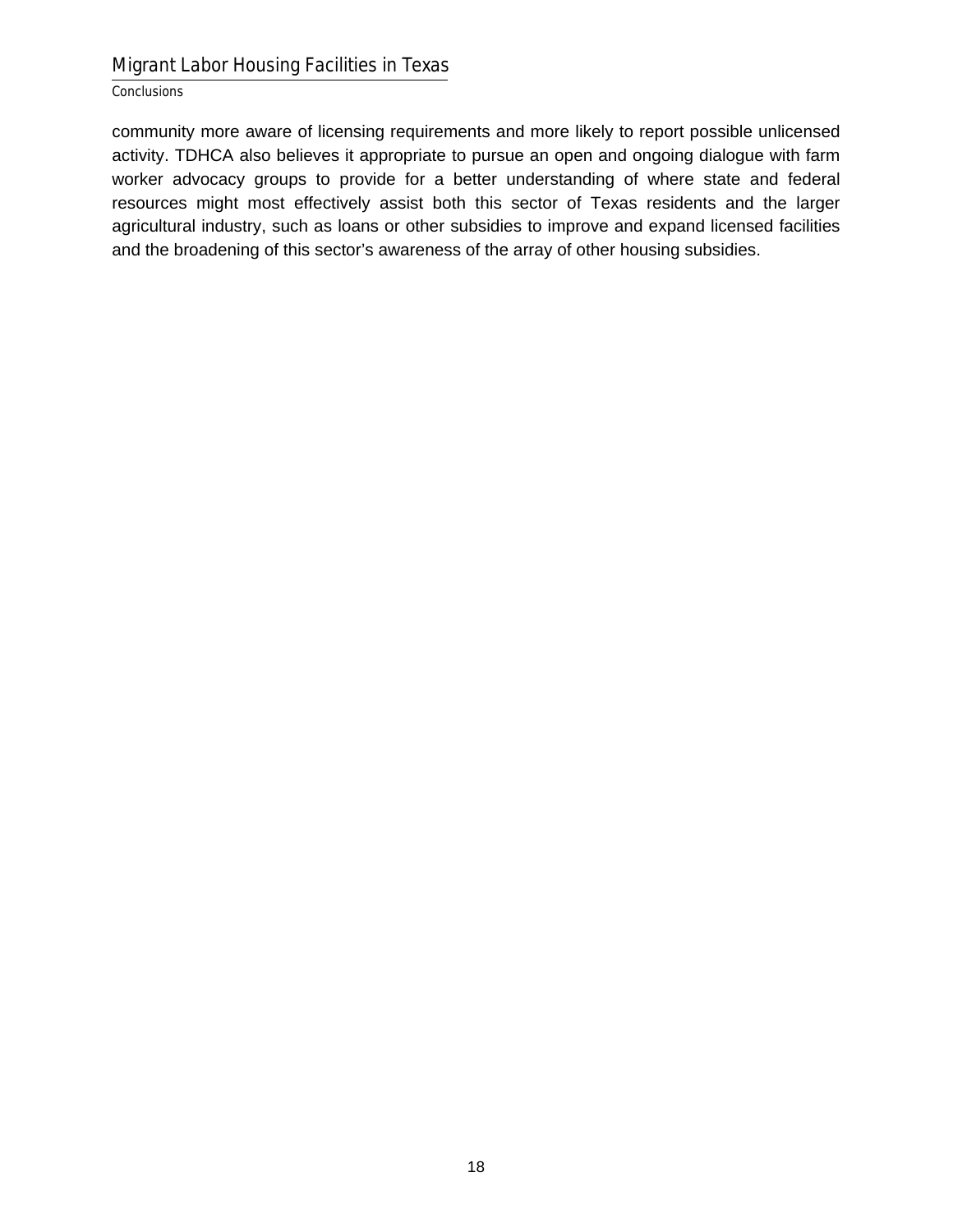community more aware of licensing requirements and more likely to report possible unlicensed activity. TDHCA also believes it appropriate to pursue an open and ongoing dialogue with farm worker advocacy groups to provide for a better understanding of where state and federal resources might most effectively assist both this sector of Texas residents and the larger agricultural industry, such as loans or other subsidies to improve and expand licensed facilities and the broadening of this sector's awareness of the array of other housing subsidies.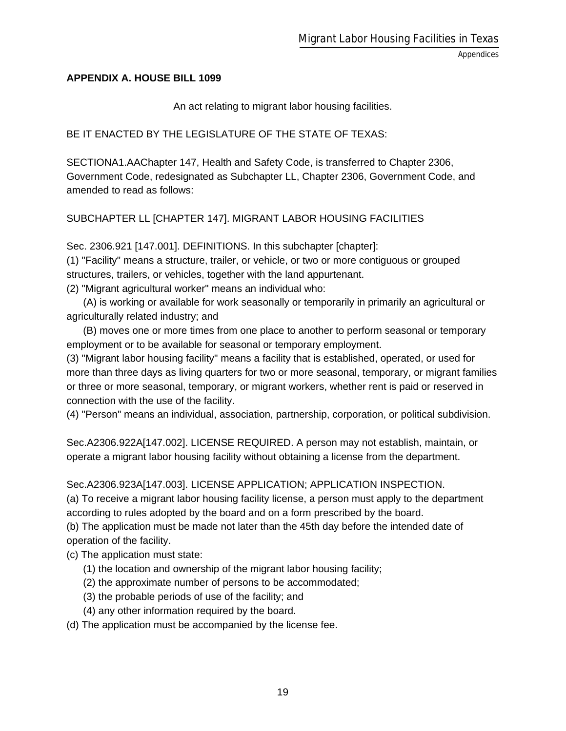## APPENDIX A. HOUSE BILL 1099

An act relating to migrant labor housing facilities.

BE IT ENACTED BY THE LEGISLATURE OF THE STATE OF TEXAS:

SECTIONA1.AAChapter 147, Health and Safety Code, is transferred to Chapter 2306, Government Code, redesignated as Subchapter LL, Chapter 2306, Government Code, and amended to read as follows:

SUBCHAPTER LL [CHAPTER 147]. MIGRANT LABOR HOUSING FACILITIES

Sec. 2306.921 [147.001]. DEFINITIONS. In this subchapter [chapter]:

(1) "Facility" means a structure, trailer, or vehicle, or two or more contiguous or grouped structures, trailers, or vehicles, together with the land appurtenant.

(2) "Migrant agricultural worker" means an individual who:

(A) is working or available for work seasonally or temporarily in primarily an agricultural or agriculturally related industry; and

(B) moves one or more times from one place to another to perform seasonal or temporary employment or to be available for seasonal or temporary employment.

(3) "Migrant labor housing facility" means a facility that is established, operated, or used for more than three days as living quarters for two or more seasonal, temporary, or migrant families or three or more seasonal, temporary, or migrant workers, whether rent is paid or reserved in connection with the use of the facility.

(4) "Person" means an individual, association, partnership, corporation, or political subdivision.

Sec.A2306.922A[147.002]. LICENSE REQUIRED. A person may not establish, maintain, or operate a migrant labor housing facility without obtaining a license from the department.

Sec.A2306.923A[147.003]. LICENSE APPLICATION; APPLICATION INSPECTION.

(a) To receive a migrant labor housing facility license, a person must apply to the department according to rules adopted by the board and on a form prescribed by the board.

(b) The application must be made not later than the 45th day before the intended date of operation of the facility.

(c) The application must state:

(1) the location and ownership of the migrant labor housing facility;

(2) the approximate number of persons to be accommodated;

(3) the probable periods of use of the facility; and

(4) any other information required by the board.

(d) The application must be accompanied by the license fee.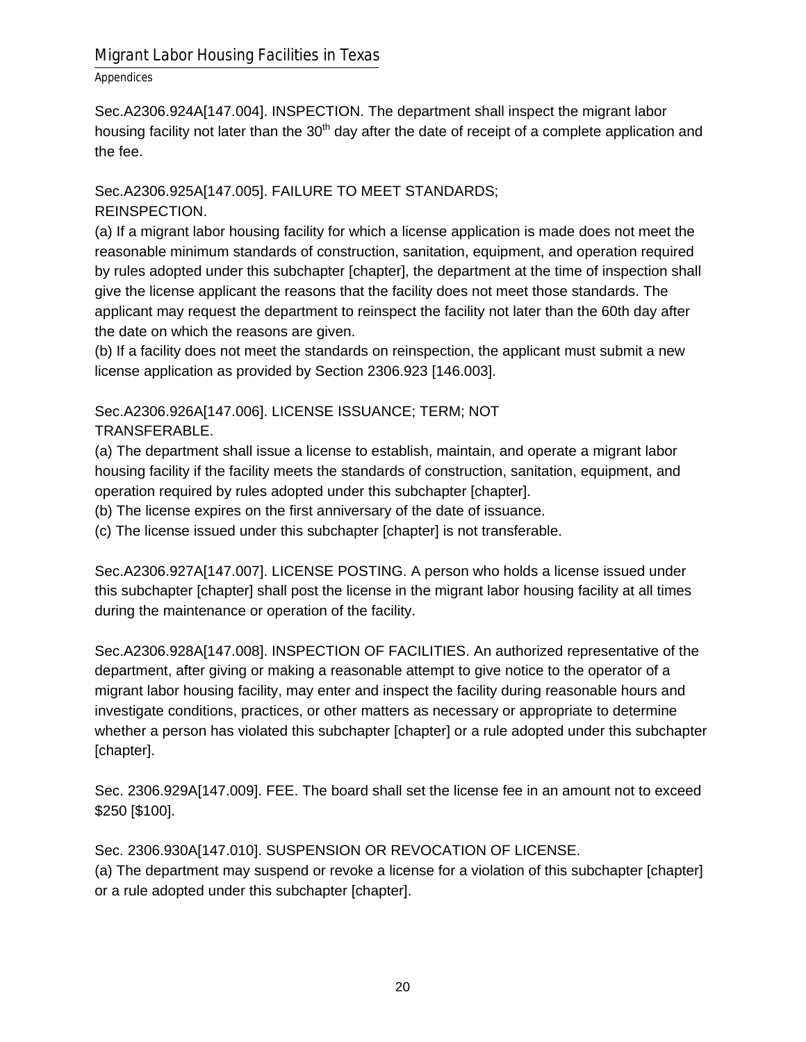Sec.A2306.924A[147.004]. INSPECTION. The department shall inspect the migrant labor housing facility not later than the 30th day after the date of receipt of a complete application and the fee.

Sec.A2306.925A[147.005]. FAILURE TO MEET STANDARDS; REINSPECTION.

(a) If a migrant labor housing facility for which a license application is made does not meet the reasonable minimum standards of construction, sanitation, equipment, and operation required by rules adopted under this subchapter [chapter], the department at the time of inspection shall give the license applicant the reasons that the facility does not meet those standards. The applicant may request the department to reinspect the facility not later than the 60th day after the date on which the reasons are given.

(b) If a facility does not meet the standards on reinspection, the applicant must submit a new license application as provided by Section 2306.923 [146.003].

Sec.A2306.926A[147.006]. LICENSE ISSUANCE; TERM; NOT TRANSFERABLE.

(a) The department shall issue a license to establish, maintain, and operate a migrant labor housing facility if the facility meets the standards of construction, sanitation, equipment, and operation required by rules adopted under this subchapter [chapter].

(b) The license expires on the first anniversary of the date of issuance.

(c) The license issued under this subchapter [chapter] is not transferable.

Sec.A2306.927A[147.007]. LICENSE POSTING. A person who holds a license issued under this subchapter [chapter] shall post the license in the migrant labor housing facility at all times during the maintenance or operation of the facility.

Sec.A2306.928A[147.008]. INSPECTION OF FACILITIES. An authorized representative of the department, after giving or making a reasonable attempt to give notice to the operator of a migrant labor housing facility, may enter and inspect the facility during reasonable hours and investigate conditions, practices, or other matters as necessary or appropriate to determine whether a person has violated this subchapter [chapter] or a rule adopted under this subchapter [chapter].

Sec. 2306.929A[147.009]. FEE. The board shall set the license fee in an amount not to exceed $250 [$100].

Sec. 2306.930A[147.010]. SUSPENSION OR REVOCATION OF LICENSE.

(a) The department may suspend or revoke a license for a violation of this subchapter [chapter] or a rule adopted under this subchapter [chapter].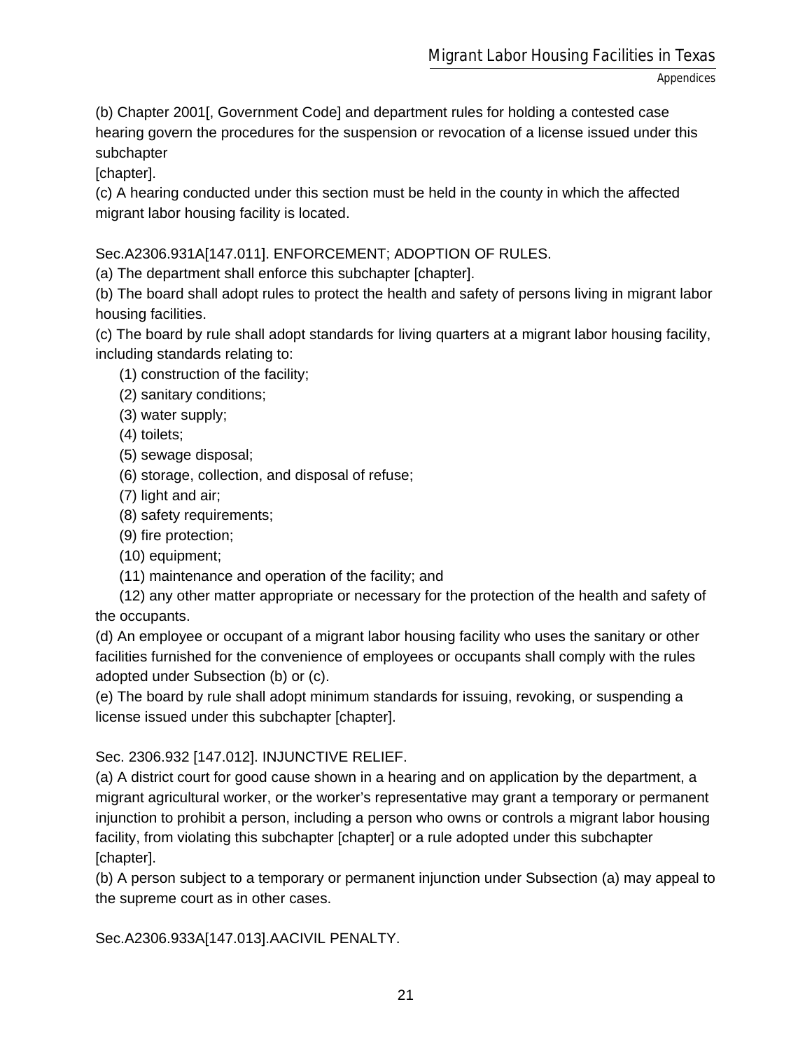(b) Chapter 2001[, Government Code] and department rules for holding a contested case hearing govern the procedures for the suspension or revocation of a license issued under this subchapter
[chapter].
(c) A hearing conducted under this section must be held in the county in which the affected migrant labor housing facility is located.

Sec.A2306.931A[147.011]. ENFORCEMENT; ADOPTION OF RULES.
(a) The department shall enforce this subchapter [chapter].
(b) The board shall adopt rules to protect the health and safety of persons living in migrant labor housing facilities.
(c) The board by rule shall adopt standards for living quarters at a migrant labor housing facility, including standards relating to:
(1) construction of the facility;
(2) sanitary conditions;
(3) water supply;
(4) toilets;
(5) sewage disposal;
(6) storage, collection, and disposal of refuse;
(7) light and air;
(8) safety requirements;
(9) fire protection;
(10) equipment;
(11) maintenance and operation of the facility; and
(12) any other matter appropriate or necessary for the protection of the health and safety of the occupants.
(d) An employee or occupant of a migrant labor housing facility who uses the sanitary or other facilities furnished for the convenience of employees or occupants shall comply with the rules adopted under Subsection (b) or (c).
(e) The board by rule shall adopt minimum standards for issuing, revoking, or suspending a license issued under this subchapter [chapter].

Sec. 2306.932 [147.012]. INJUNCTIVE RELIEF.
(a) A district court for good cause shown in a hearing and on application by the department, a migrant agricultural worker, or the worker's representative may grant a temporary or permanent injunction to prohibit a person, including a person who owns or controls a migrant labor housing facility, from violating this subchapter [chapter] or a rule adopted under this subchapter [chapter].
(b) A person subject to a temporary or permanent injunction under Subsection (a) may appeal to the supreme court as in other cases.

Sec.A2306.933A[147.013].AACIVIL PENALTY.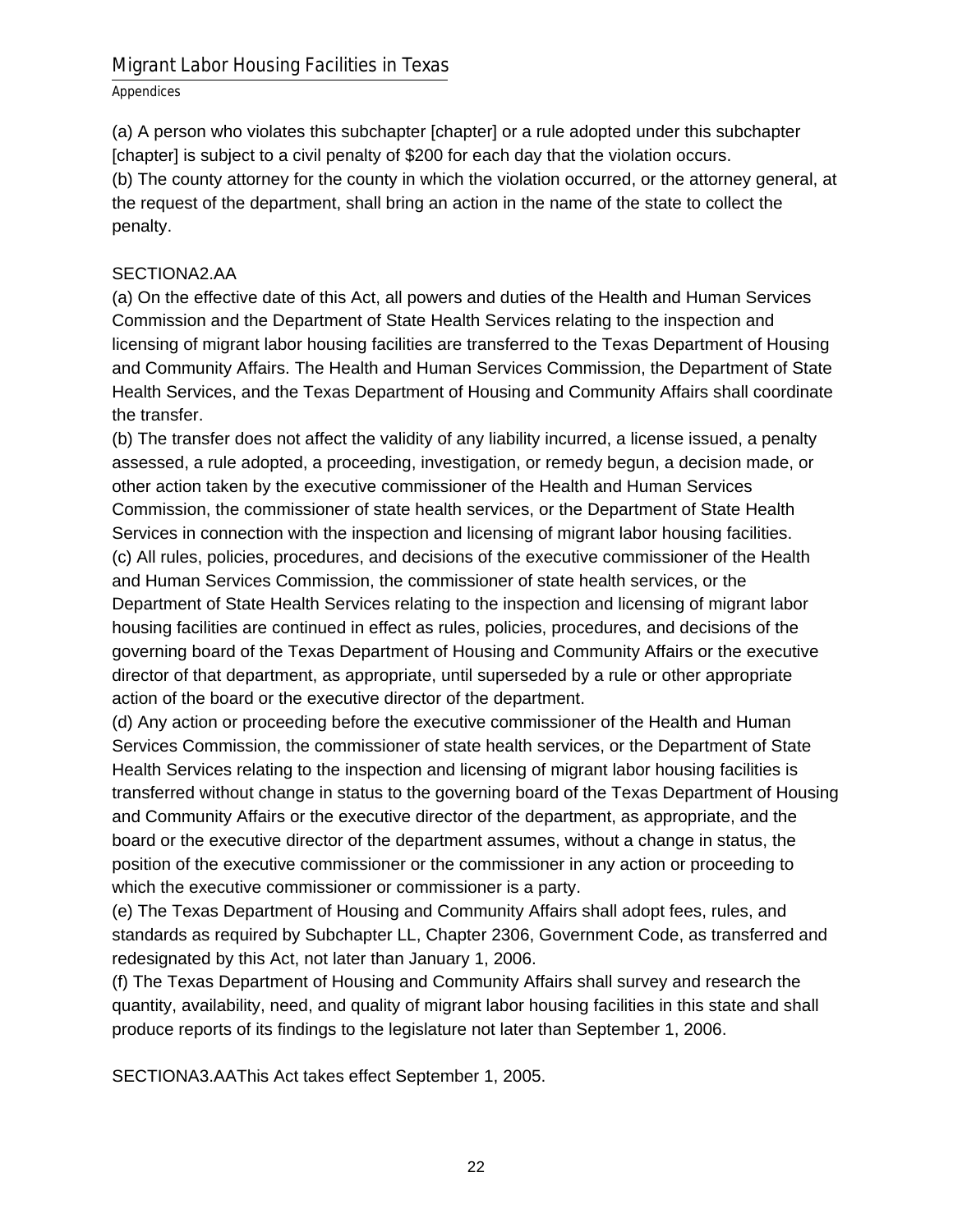(a) A person who violates this subchapter [chapter] or a rule adopted under this subchapter [chapter] is subject to a civil penalty of $200 for each day that the violation occurs.
(b) The county attorney for the county in which the violation occurred, or the attorney general, at the request of the department, shall bring an action in the name of the state to collect the penalty.

SECTIONA2.AA
(a) On the effective date of this Act, all powers and duties of the Health and Human Services Commission and the Department of State Health Services relating to the inspection and licensing of migrant labor housing facilities are transferred to the Texas Department of Housing and Community Affairs. The Health and Human Services Commission, the Department of State Health Services, and the Texas Department of Housing and Community Affairs shall coordinate the transfer.
(b) The transfer does not affect the validity of any liability incurred, a license issued, a penalty assessed, a rule adopted, a proceeding, investigation, or remedy begun, a decision made, or other action taken by the executive commissioner of the Health and Human Services Commission, the commissioner of state health services, or the Department of State Health Services in connection with the inspection and licensing of migrant labor housing facilities.
(c) All rules, policies, procedures, and decisions of the executive commissioner of the Health and Human Services Commission, the commissioner of state health services, or the Department of State Health Services relating to the inspection and licensing of migrant labor housing facilities are continued in effect as rules, policies, procedures, and decisions of the governing board of the Texas Department of Housing and Community Affairs or the executive director of that department, as appropriate, until superseded by a rule or other appropriate action of the board or the executive director of the department.
(d) Any action or proceeding before the executive commissioner of the Health and Human Services Commission, the commissioner of state health services, or the Department of State Health Services relating to the inspection and licensing of migrant labor housing facilities is transferred without change in status to the governing board of the Texas Department of Housing and Community Affairs or the executive director of the department, as appropriate, and the board or the executive director of the department assumes, without a change in status, the position of the executive commissioner or the commissioner in any action or proceeding to which the executive commissioner or commissioner is a party.
(e) The Texas Department of Housing and Community Affairs shall adopt fees, rules, and standards as required by Subchapter LL, Chapter 2306, Government Code, as transferred and redesignated by this Act, not later than January 1, 2006.
(f) The Texas Department of Housing and Community Affairs shall survey and research the quantity, availability, need, and quality of migrant labor housing facilities in this state and shall produce reports of its findings to the legislature not later than September 1, 2006.

SECTIONA3.AAThis Act takes effect September 1, 2005.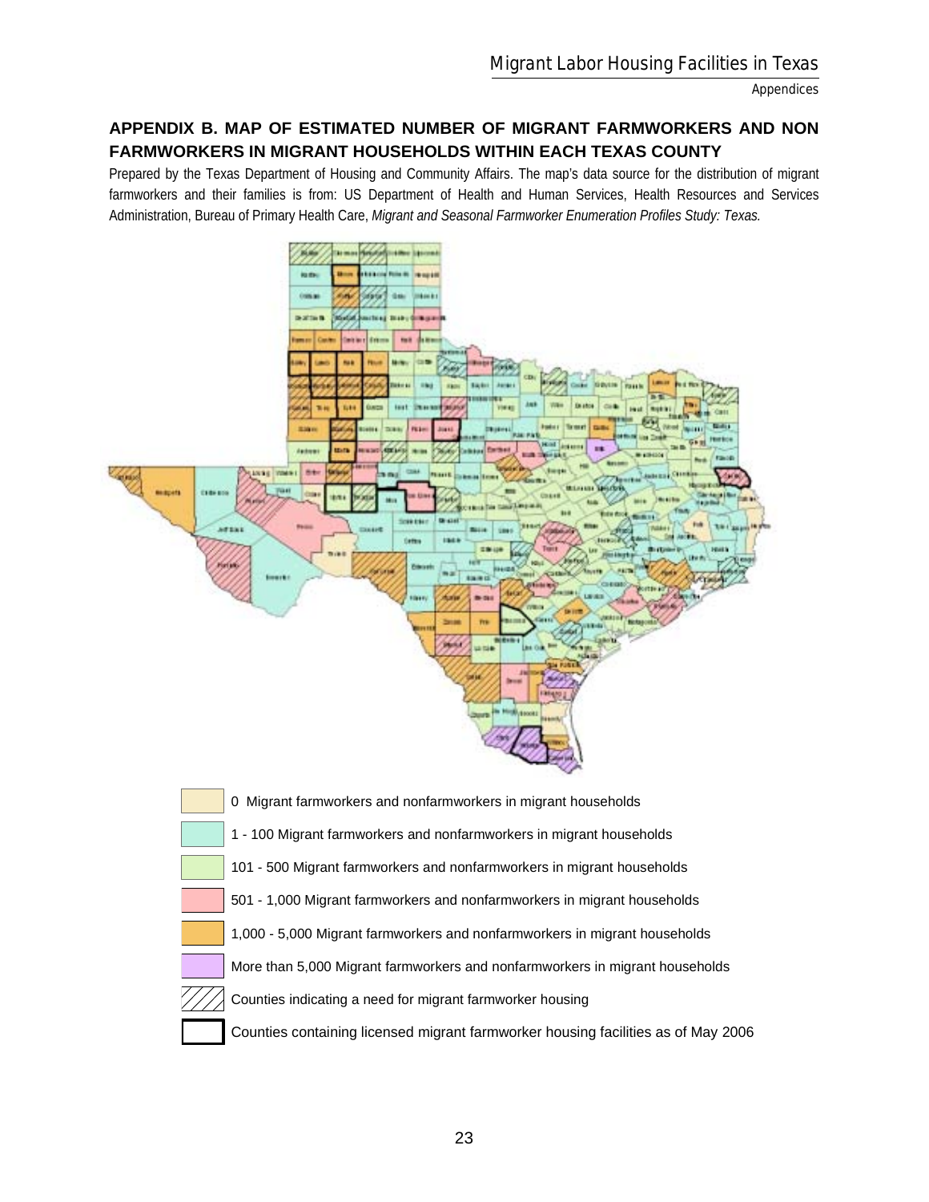## APPENDIX B. MAP OF ESTIMATED NUMBER OF MIGRANT FARMWORKERS AND NON FARMWORKERS IN MIGRANT HOUSEHOLDS WITHIN EACH TEXAS COUNTY

Prepared by the Texas Department of Housing and Community Affairs. The map's data source for the distribution of migrant farmworkers and their families is from: US Department of Health and Human Services, Health Resources and Services Administration, Bureau of Primary Health Care, *Migrant and Seasonal Farmworker Enumeration Profiles Study: Texas.*

- 0 Migrant farmworkers and nonfarmworkers in migrant households
- 1 - 100 Migrant farmworkers and nonfarmworkers in migrant households
- 101 - 500 Migrant farmworkers and nonfarmworkers in migrant households
- 501 - 1,000 Migrant farmworkers and nonfarmworkers in migrant households
- 1,000 - 5,000 Migrant farmworkers and nonfarmworkers in migrant households
- More than 5,000 Migrant farmworkers and nonfarmworkers in migrant households
- Counties indicating a need for migrant farmworker housing
- Counties containing licensed migrant farmworker housing facilities as of May 2006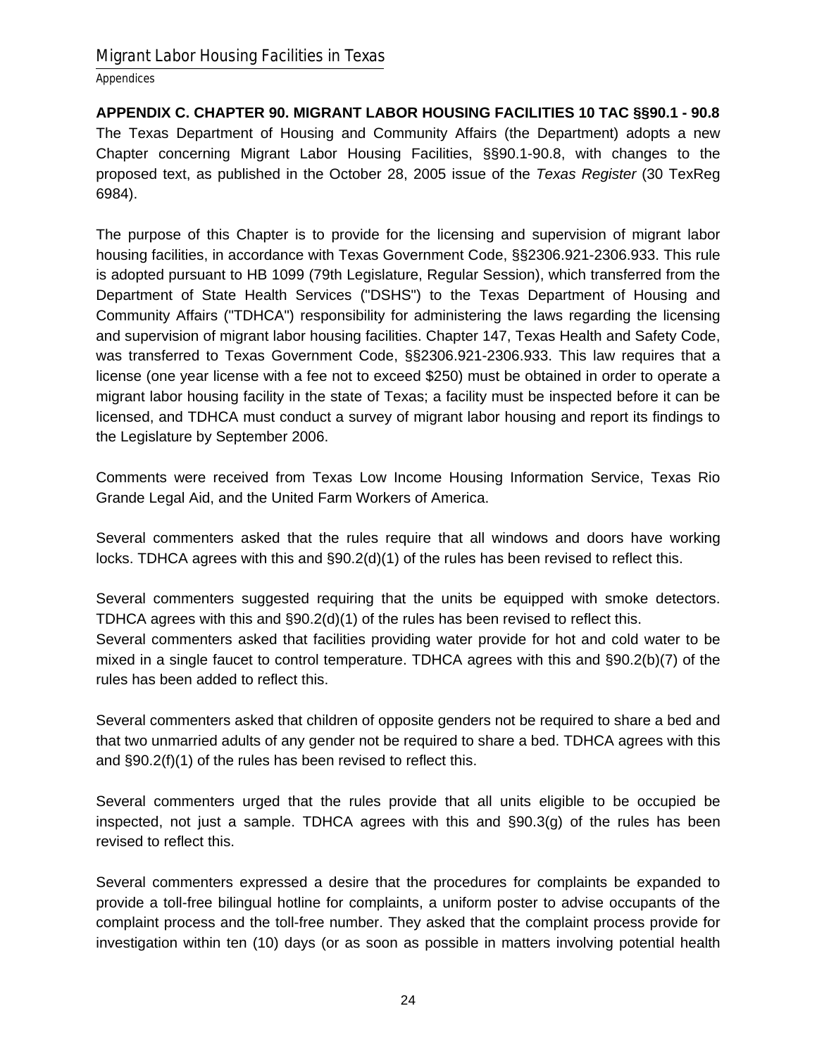## APPENDIX C. CHAPTER 90. MIGRANT LABOR HOUSING FACILITIES 10 TAC §§90.1 - 90.8

The Texas Department of Housing and Community Affairs (the Department) adopts a new Chapter concerning Migrant Labor Housing Facilities, §§90.1-90.8, with changes to the proposed text, as published in the October 28, 2005 issue of the *Texas Register* (30 TexReg 6984).

The purpose of this Chapter is to provide for the licensing and supervision of migrant labor housing facilities, in accordance with Texas Government Code, §§2306.921-2306.933. This rule is adopted pursuant to HB 1099 (79th Legislature, Regular Session), which transferred from the Department of State Health Services ("DSHS") to the Texas Department of Housing and Community Affairs ("TDHCA") responsibility for administering the laws regarding the licensing and supervision of migrant labor housing facilities. Chapter 147, Texas Health and Safety Code, was transferred to Texas Government Code, §§2306.921-2306.933. This law requires that a license (one year license with a fee not to exceed $250) must be obtained in order to operate a migrant labor housing facility in the state of Texas; a facility must be inspected before it can be licensed, and TDHCA must conduct a survey of migrant labor housing and report its findings to the Legislature by September 2006.

Comments were received from Texas Low Income Housing Information Service, Texas Rio Grande Legal Aid, and the United Farm Workers of America.

Several commenters asked that the rules require that all windows and doors have working locks. TDHCA agrees with this and §90.2(d)(1) of the rules has been revised to reflect this.

Several commenters suggested requiring that the units be equipped with smoke detectors. TDHCA agrees with this and §90.2(d)(1) of the rules has been revised to reflect this.
Several commenters asked that facilities providing water provide for hot and cold water to be mixed in a single faucet to control temperature. TDHCA agrees with this and §90.2(b)(7) of the rules has been added to reflect this.

Several commenters asked that children of opposite genders not be required to share a bed and that two unmarried adults of any gender not be required to share a bed. TDHCA agrees with this and §90.2(f)(1) of the rules has been revised to reflect this.

Several commenters urged that the rules provide that all units eligible to be occupied be inspected, not just a sample. TDHCA agrees with this and §90.3(g) of the rules has been revised to reflect this.

Several commenters expressed a desire that the procedures for complaints be expanded to provide a toll-free bilingual hotline for complaints, a uniform poster to advise occupants of the complaint process and the toll-free number. They asked that the complaint process provide for investigation within ten (10) days (or as soon as possible in matters involving potential health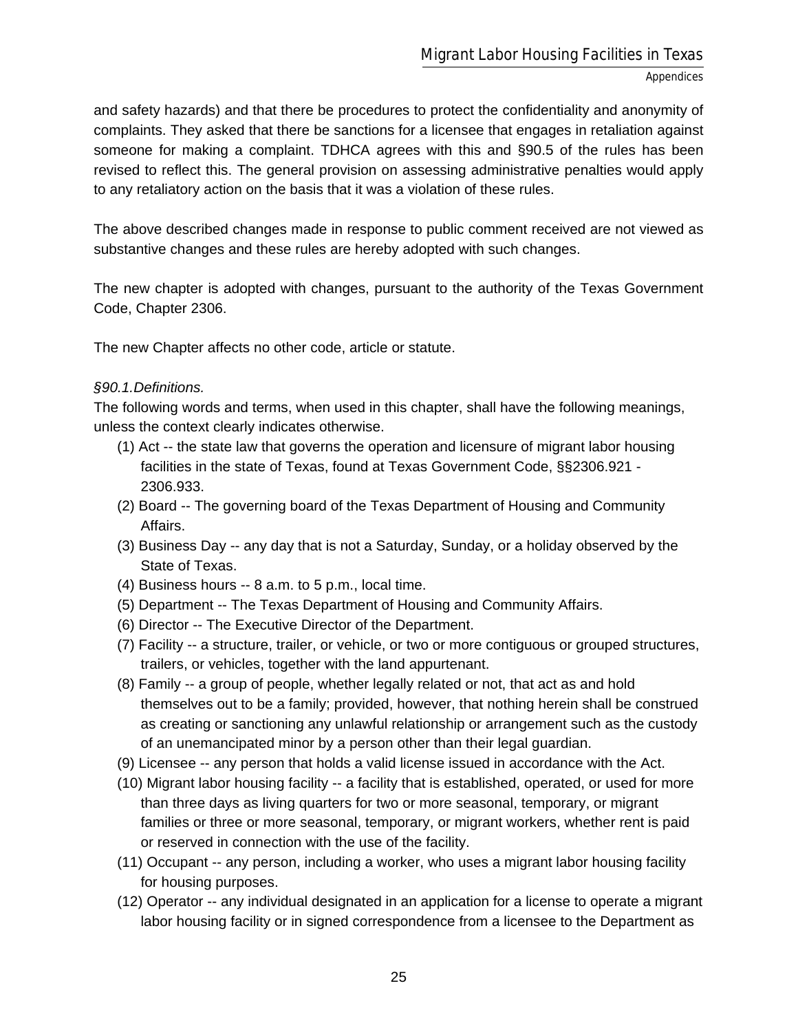and safety hazards) and that there be procedures to protect the confidentiality and anonymity of complaints. They asked that there be sanctions for a licensee that engages in retaliation against someone for making a complaint. TDHCA agrees with this and §90.5 of the rules has been revised to reflect this. The general provision on assessing administrative penalties would apply to any retaliatory action on the basis that it was a violation of these rules.

The above described changes made in response to public comment received are not viewed as substantive changes and these rules are hereby adopted with such changes.

The new chapter is adopted with changes, pursuant to the authority of the Texas Government Code, Chapter 2306.

The new Chapter affects no other code, article or statute.

*§90.1.Definitions.*

The following words and terms, when used in this chapter, shall have the following meanings, unless the context clearly indicates otherwise.

(1) Act -- the state law that governs the operation and licensure of migrant labor housing facilities in the state of Texas, found at Texas Government Code, §§2306.921 - 2306.933.

(2) Board -- The governing board of the Texas Department of Housing and Community Affairs.

(3) Business Day -- any day that is not a Saturday, Sunday, or a holiday observed by the State of Texas.

(4) Business hours -- 8 a.m. to 5 p.m., local time.

(5) Department -- The Texas Department of Housing and Community Affairs.

(6) Director -- The Executive Director of the Department.

(7) Facility -- a structure, trailer, or vehicle, or two or more contiguous or grouped structures, trailers, or vehicles, together with the land appurtenant.

(8) Family -- a group of people, whether legally related or not, that act as and hold themselves out to be a family; provided, however, that nothing herein shall be construed as creating or sanctioning any unlawful relationship or arrangement such as the custody of an unemancipated minor by a person other than their legal guardian.

(9) Licensee -- any person that holds a valid license issued in accordance with the Act.

(10) Migrant labor housing facility -- a facility that is established, operated, or used for more than three days as living quarters for two or more seasonal, temporary, or migrant families or three or more seasonal, temporary, or migrant workers, whether rent is paid or reserved in connection with the use of the facility.

(11) Occupant -- any person, including a worker, who uses a migrant labor housing facility for housing purposes.

(12) Operator -- any individual designated in an application for a license to operate a migrant labor housing facility or in signed correspondence from a licensee to the Department as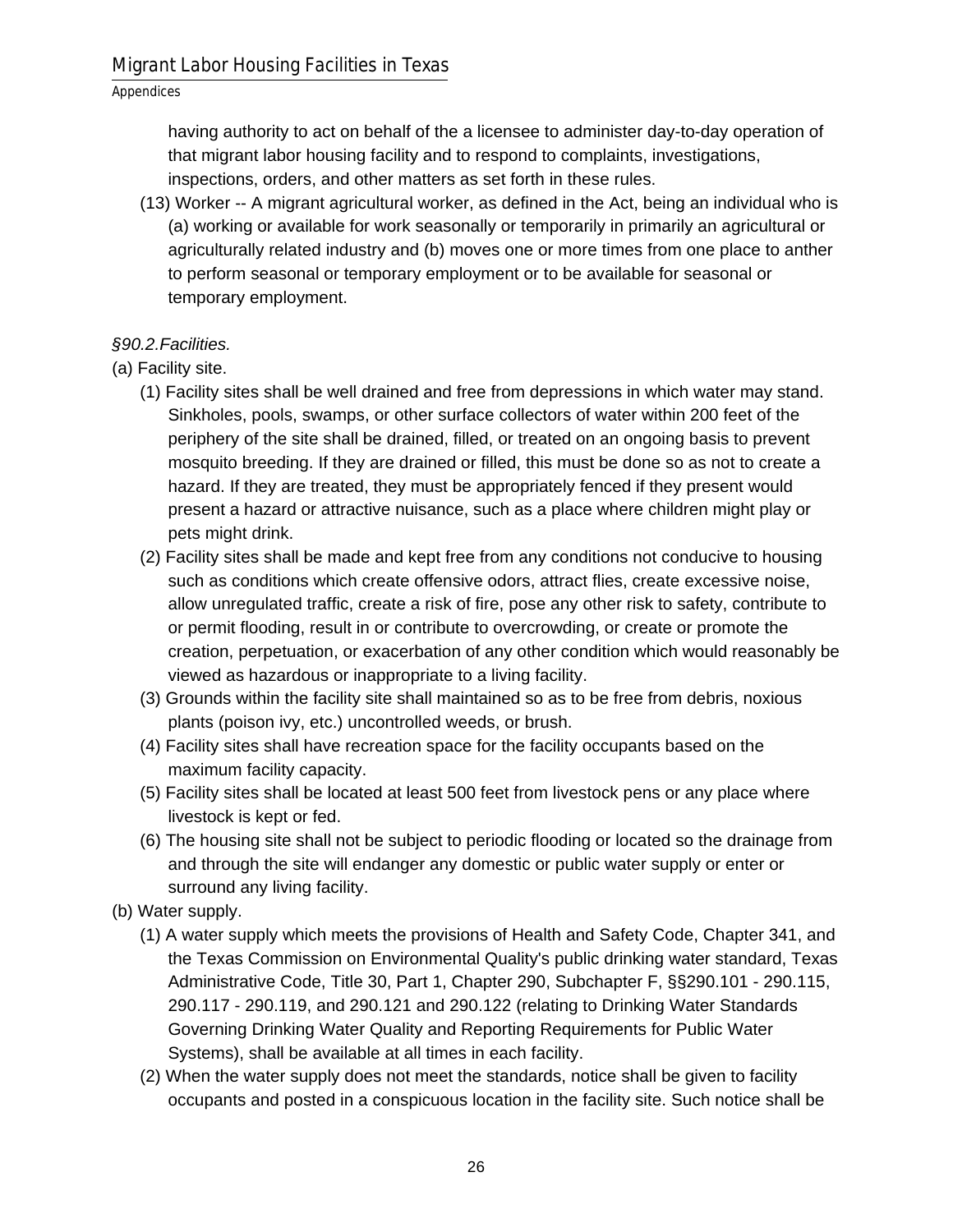having authority to act on behalf of the a licensee to administer day-to-day operation of that migrant labor housing facility and to respond to complaints, investigations, inspections, orders, and other matters as set forth in these rules.

(13) Worker -- A migrant agricultural worker, as defined in the Act, being an individual who is (a) working or available for work seasonally or temporarily in primarily an agricultural or agriculturally related industry and (b) moves one or more times from one place to anther to perform seasonal or temporary employment or to be available for seasonal or temporary employment.

*§90.2.Facilities.*

(a) Facility site.

(1) Facility sites shall be well drained and free from depressions in which water may stand. Sinkholes, pools, swamps, or other surface collectors of water within 200 feet of the periphery of the site shall be drained, filled, or treated on an ongoing basis to prevent mosquito breeding. If they are drained or filled, this must be done so as not to create a hazard. If they are treated, they must be appropriately fenced if they present would present a hazard or attractive nuisance, such as a place where children might play or pets might drink.

(2) Facility sites shall be made and kept free from any conditions not conducive to housing such as conditions which create offensive odors, attract flies, create excessive noise, allow unregulated traffic, create a risk of fire, pose any other risk to safety, contribute to or permit flooding, result in or contribute to overcrowding, or create or promote the creation, perpetuation, or exacerbation of any other condition which would reasonably be viewed as hazardous or inappropriate to a living facility.

(3) Grounds within the facility site shall maintained so as to be free from debris, noxious plants (poison ivy, etc.) uncontrolled weeds, or brush.

(4) Facility sites shall have recreation space for the facility occupants based on the maximum facility capacity.

(5) Facility sites shall be located at least 500 feet from livestock pens or any place where livestock is kept or fed.

(6) The housing site shall not be subject to periodic flooding or located so the drainage from and through the site will endanger any domestic or public water supply or enter or surround any living facility.

(b) Water supply.

(1) A water supply which meets the provisions of Health and Safety Code, Chapter 341, and the Texas Commission on Environmental Quality's public drinking water standard, Texas Administrative Code, Title 30, Part 1, Chapter 290, Subchapter F, §§290.101 - 290.115, 290.117 - 290.119, and 290.121 and 290.122 (relating to Drinking Water Standards Governing Drinking Water Quality and Reporting Requirements for Public Water Systems), shall be available at all times in each facility.

(2) When the water supply does not meet the standards, notice shall be given to facility occupants and posted in a conspicuous location in the facility site. Such notice shall be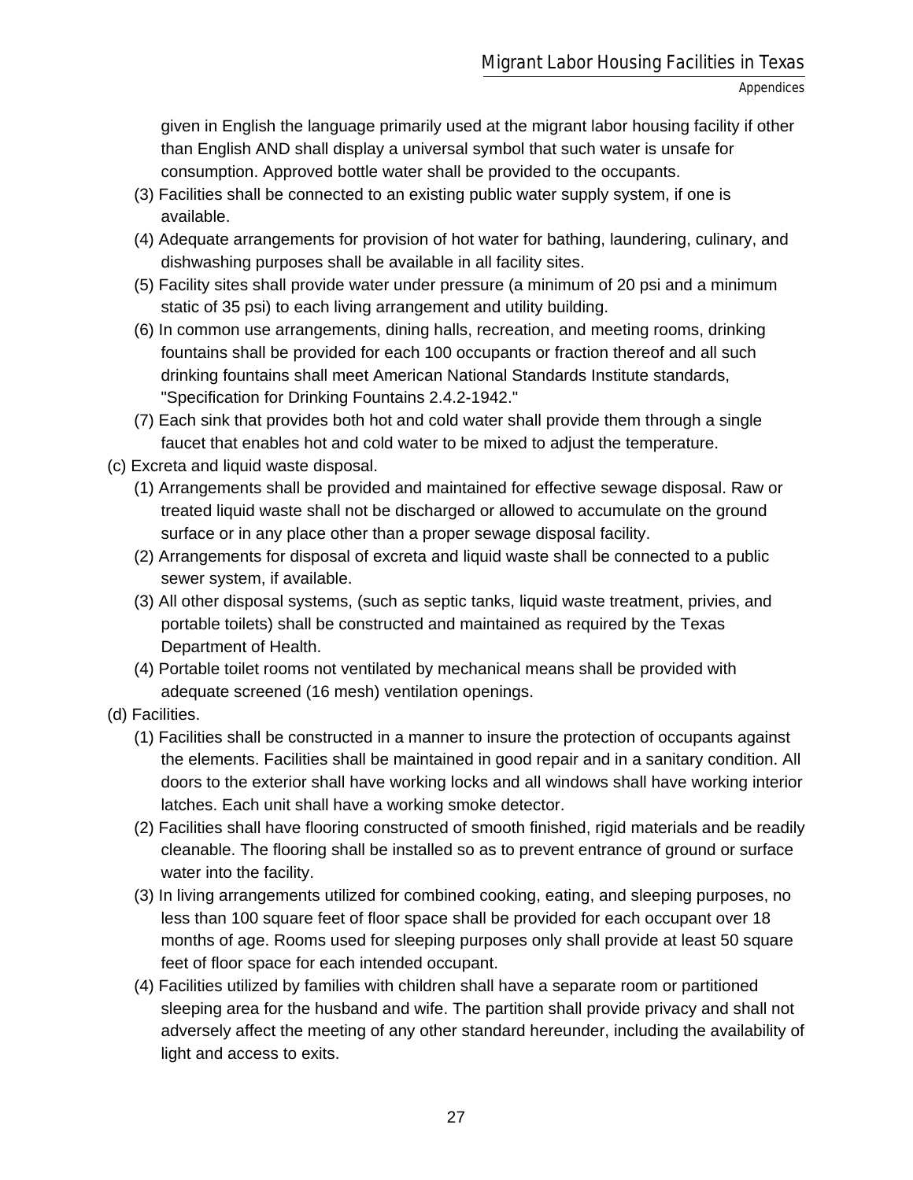given in English the language primarily used at the migrant labor housing facility if other than English AND shall display a universal symbol that such water is unsafe for consumption. Approved bottle water shall be provided to the occupants.

(3) Facilities shall be connected to an existing public water supply system, if one is available.

(4) Adequate arrangements for provision of hot water for bathing, laundering, culinary, and dishwashing purposes shall be available in all facility sites.

(5) Facility sites shall provide water under pressure (a minimum of 20 psi and a minimum static of 35 psi) to each living arrangement and utility building.

(6) In common use arrangements, dining halls, recreation, and meeting rooms, drinking fountains shall be provided for each 100 occupants or fraction thereof and all such drinking fountains shall meet American National Standards Institute standards, "Specification for Drinking Fountains 2.4.2-1942."

(7) Each sink that provides both hot and cold water shall provide them through a single faucet that enables hot and cold water to be mixed to adjust the temperature.

(c) Excreta and liquid waste disposal.

(1) Arrangements shall be provided and maintained for effective sewage disposal. Raw or treated liquid waste shall not be discharged or allowed to accumulate on the ground surface or in any place other than a proper sewage disposal facility.

(2) Arrangements for disposal of excreta and liquid waste shall be connected to a public sewer system, if available.

(3) All other disposal systems, (such as septic tanks, liquid waste treatment, privies, and portable toilets) shall be constructed and maintained as required by the Texas Department of Health.

(4) Portable toilet rooms not ventilated by mechanical means shall be provided with adequate screened (16 mesh) ventilation openings.

(d) Facilities.

(1) Facilities shall be constructed in a manner to insure the protection of occupants against the elements. Facilities shall be maintained in good repair and in a sanitary condition. All doors to the exterior shall have working locks and all windows shall have working interior latches. Each unit shall have a working smoke detector.

(2) Facilities shall have flooring constructed of smooth finished, rigid materials and be readily cleanable. The flooring shall be installed so as to prevent entrance of ground or surface water into the facility.

(3) In living arrangements utilized for combined cooking, eating, and sleeping purposes, no less than 100 square feet of floor space shall be provided for each occupant over 18 months of age. Rooms used for sleeping purposes only shall provide at least 50 square feet of floor space for each intended occupant.

(4) Facilities utilized by families with children shall have a separate room or partitioned sleeping area for the husband and wife. The partition shall provide privacy and shall not adversely affect the meeting of any other standard hereunder, including the availability of light and access to exits.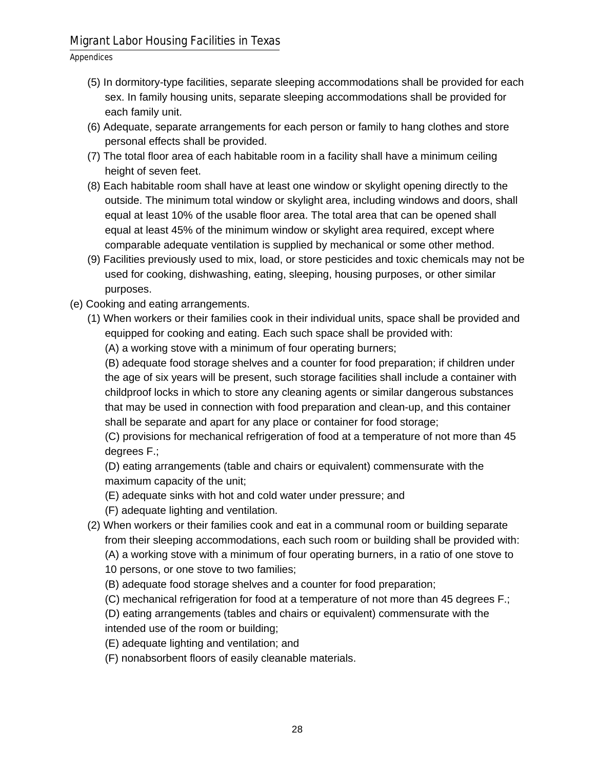(5) In dormitory-type facilities, separate sleeping accommodations shall be provided for each sex. In family housing units, separate sleeping accommodations shall be provided for each family unit.

(6) Adequate, separate arrangements for each person or family to hang clothes and store personal effects shall be provided.

(7) The total floor area of each habitable room in a facility shall have a minimum ceiling height of seven feet.

(8) Each habitable room shall have at least one window or skylight opening directly to the outside. The minimum total window or skylight area, including windows and doors, shall equal at least 10% of the usable floor area. The total area that can be opened shall equal at least 45% of the minimum window or skylight area required, except where comparable adequate ventilation is supplied by mechanical or some other method.

(9) Facilities previously used to mix, load, or store pesticides and toxic chemicals may not be used for cooking, dishwashing, eating, sleeping, housing purposes, or other similar purposes.

(e) Cooking and eating arrangements.

(1) When workers or their families cook in their individual units, space shall be provided and equipped for cooking and eating. Each such space shall be provided with:

(A) a working stove with a minimum of four operating burners;

(B) adequate food storage shelves and a counter for food preparation; if children under the age of six years will be present, such storage facilities shall include a container with childproof locks in which to store any cleaning agents or similar dangerous substances that may be used in connection with food preparation and clean-up, and this container shall be separate and apart for any place or container for food storage;

(C) provisions for mechanical refrigeration of food at a temperature of not more than 45 degrees F.;

(D) eating arrangements (table and chairs or equivalent) commensurate with the maximum capacity of the unit;

(E) adequate sinks with hot and cold water under pressure; and

(F) adequate lighting and ventilation.

(2) When workers or their families cook and eat in a communal room or building separate from their sleeping accommodations, each such room or building shall be provided with:

(A) a working stove with a minimum of four operating burners, in a ratio of one stove to 10 persons, or one stove to two families;

(B) adequate food storage shelves and a counter for food preparation;

(C) mechanical refrigeration for food at a temperature of not more than 45 degrees F.;

(D) eating arrangements (tables and chairs or equivalent) commensurate with the intended use of the room or building;

(E) adequate lighting and ventilation; and

(F) nonabsorbent floors of easily cleanable materials.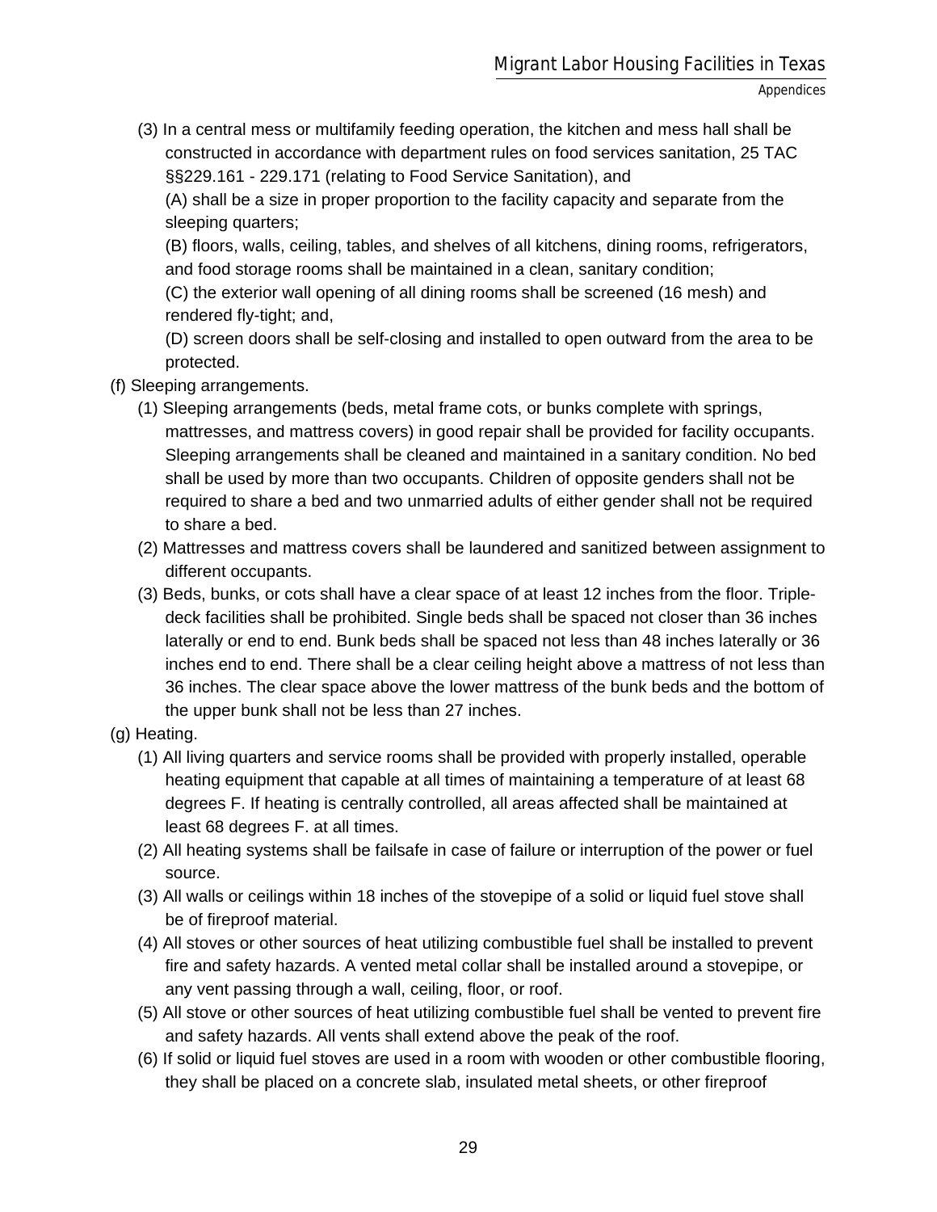(3) In a central mess or multifamily feeding operation, the kitchen and mess hall shall be constructed in accordance with department rules on food services sanitation, 25 TAC §§229.161 - 229.171 (relating to Food Service Sanitation), and

(A) shall be a size in proper proportion to the facility capacity and separate from the sleeping quarters;

(B) floors, walls, ceiling, tables, and shelves of all kitchens, dining rooms, refrigerators, and food storage rooms shall be maintained in a clean, sanitary condition;

(C) the exterior wall opening of all dining rooms shall be screened (16 mesh) and rendered fly-tight; and,

(D) screen doors shall be self-closing and installed to open outward from the area to be protected.

(f) Sleeping arrangements.

(1) Sleeping arrangements (beds, metal frame cots, or bunks complete with springs, mattresses, and mattress covers) in good repair shall be provided for facility occupants. Sleeping arrangements shall be cleaned and maintained in a sanitary condition. No bed shall be used by more than two occupants. Children of opposite genders shall not be required to share a bed and two unmarried adults of either gender shall not be required to share a bed.

(2) Mattresses and mattress covers shall be laundered and sanitized between assignment to different occupants.

(3) Beds, bunks, or cots shall have a clear space of at least 12 inches from the floor. Triple-deck facilities shall be prohibited. Single beds shall be spaced not closer than 36 inches laterally or end to end. Bunk beds shall be spaced not less than 48 inches laterally or 36 inches end to end. There shall be a clear ceiling height above a mattress of not less than 36 inches. The clear space above the lower mattress of the bunk beds and the bottom of the upper bunk shall not be less than 27 inches.

(g) Heating.

(1) All living quarters and service rooms shall be provided with properly installed, operable heating equipment that capable at all times of maintaining a temperature of at least 68 degrees F. If heating is centrally controlled, all areas affected shall be maintained at least 68 degrees F. at all times.

(2) All heating systems shall be failsafe in case of failure or interruption of the power or fuel source.

(3) All walls or ceilings within 18 inches of the stovepipe of a solid or liquid fuel stove shall be of fireproof material.

(4) All stoves or other sources of heat utilizing combustible fuel shall be installed to prevent fire and safety hazards. A vented metal collar shall be installed around a stovepipe, or any vent passing through a wall, ceiling, floor, or roof.

(5) All stove or other sources of heat utilizing combustible fuel shall be vented to prevent fire and safety hazards. All vents shall extend above the peak of the roof.

(6) If solid or liquid fuel stoves are used in a room with wooden or other combustible flooring, they shall be placed on a concrete slab, insulated metal sheets, or other fireproof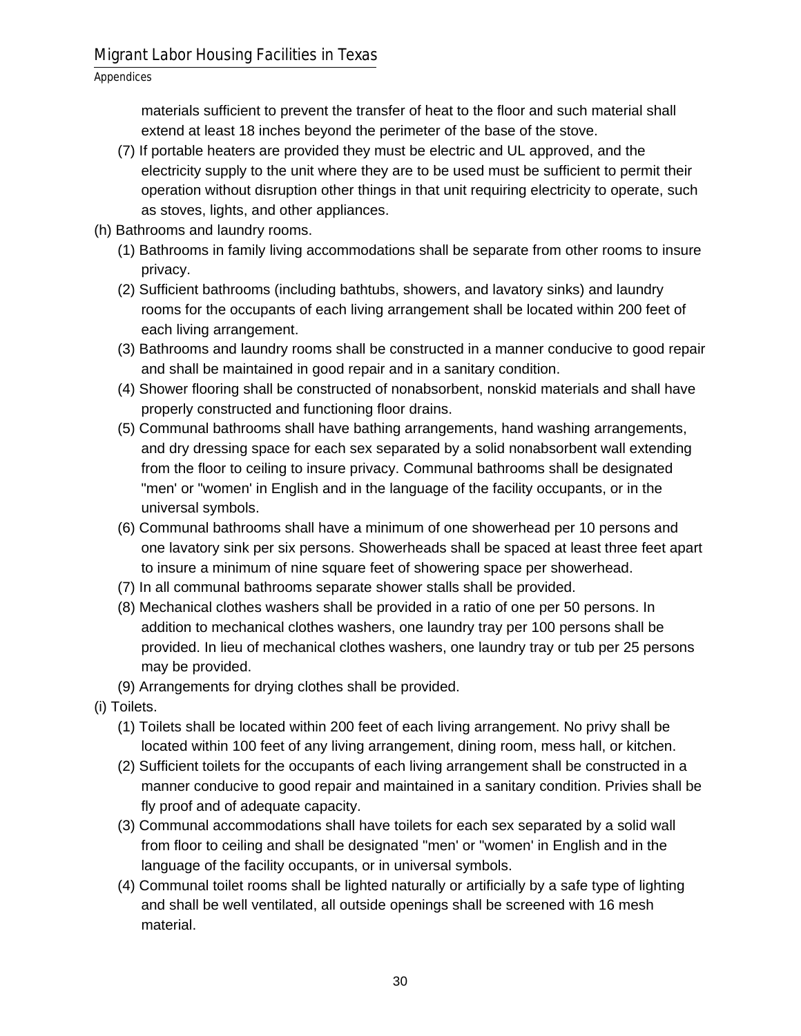materials sufficient to prevent the transfer of heat to the floor and such material shall extend at least 18 inches beyond the perimeter of the base of the stove.

(7) If portable heaters are provided they must be electric and UL approved, and the electricity supply to the unit where they are to be used must be sufficient to permit their operation without disruption other things in that unit requiring electricity to operate, such as stoves, lights, and other appliances.

(h) Bathrooms and laundry rooms.

(1) Bathrooms in family living accommodations shall be separate from other rooms to insure privacy.

(2) Sufficient bathrooms (including bathtubs, showers, and lavatory sinks) and laundry rooms for the occupants of each living arrangement shall be located within 200 feet of each living arrangement.

(3) Bathrooms and laundry rooms shall be constructed in a manner conducive to good repair and shall be maintained in good repair and in a sanitary condition.

(4) Shower flooring shall be constructed of nonabsorbent, nonskid materials and shall have properly constructed and functioning floor drains.

(5) Communal bathrooms shall have bathing arrangements, hand washing arrangements, and dry dressing space for each sex separated by a solid nonabsorbent wall extending from the floor to ceiling to insure privacy. Communal bathrooms shall be designated "men' or "women' in English and in the language of the facility occupants, or in the universal symbols.

(6) Communal bathrooms shall have a minimum of one showerhead per 10 persons and one lavatory sink per six persons. Showerheads shall be spaced at least three feet apart to insure a minimum of nine square feet of showering space per showerhead.

(7) In all communal bathrooms separate shower stalls shall be provided.

(8) Mechanical clothes washers shall be provided in a ratio of one per 50 persons. In addition to mechanical clothes washers, one laundry tray per 100 persons shall be provided. In lieu of mechanical clothes washers, one laundry tray or tub per 25 persons may be provided.

(9) Arrangements for drying clothes shall be provided.

(i) Toilets.

(1) Toilets shall be located within 200 feet of each living arrangement. No privy shall be located within 100 feet of any living arrangement, dining room, mess hall, or kitchen.

(2) Sufficient toilets for the occupants of each living arrangement shall be constructed in a manner conducive to good repair and maintained in a sanitary condition. Privies shall be fly proof and of adequate capacity.

(3) Communal accommodations shall have toilets for each sex separated by a solid wall from floor to ceiling and shall be designated "men' or "women' in English and in the language of the facility occupants, or in universal symbols.

(4) Communal toilet rooms shall be lighted naturally or artificially by a safe type of lighting and shall be well ventilated, all outside openings shall be screened with 16 mesh material.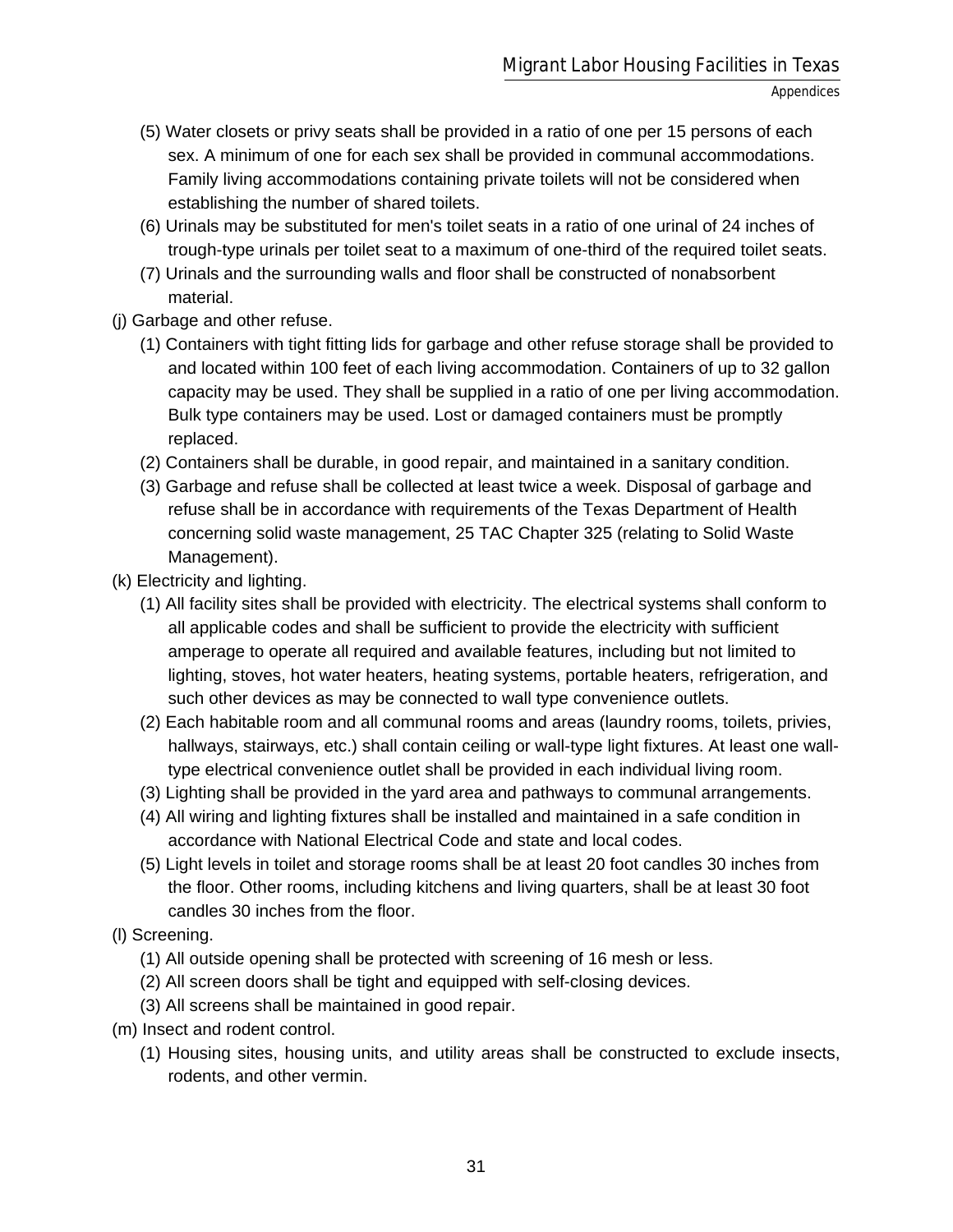(5) Water closets or privy seats shall be provided in a ratio of one per 15 persons of each sex. A minimum of one for each sex shall be provided in communal accommodations. Family living accommodations containing private toilets will not be considered when establishing the number of shared toilets.

(6) Urinals may be substituted for men's toilet seats in a ratio of one urinal of 24 inches of trough-type urinals per toilet seat to a maximum of one-third of the required toilet seats.

(7) Urinals and the surrounding walls and floor shall be constructed of nonabsorbent material.

(j) Garbage and other refuse.

(1) Containers with tight fitting lids for garbage and other refuse storage shall be provided to and located within 100 feet of each living accommodation. Containers of up to 32 gallon capacity may be used. They shall be supplied in a ratio of one per living accommodation. Bulk type containers may be used. Lost or damaged containers must be promptly replaced.

(2) Containers shall be durable, in good repair, and maintained in a sanitary condition.

(3) Garbage and refuse shall be collected at least twice a week. Disposal of garbage and refuse shall be in accordance with requirements of the Texas Department of Health concerning solid waste management, 25 TAC Chapter 325 (relating to Solid Waste Management).

(k) Electricity and lighting.

(1) All facility sites shall be provided with electricity. The electrical systems shall conform to all applicable codes and shall be sufficient to provide the electricity with sufficient amperage to operate all required and available features, including but not limited to lighting, stoves, hot water heaters, heating systems, portable heaters, refrigeration, and such other devices as may be connected to wall type convenience outlets.

(2) Each habitable room and all communal rooms and areas (laundry rooms, toilets, privies, hallways, stairways, etc.) shall contain ceiling or wall-type light fixtures. At least one wall-type electrical convenience outlet shall be provided in each individual living room.

(3) Lighting shall be provided in the yard area and pathways to communal arrangements.

(4) All wiring and lighting fixtures shall be installed and maintained in a safe condition in accordance with National Electrical Code and state and local codes.

(5) Light levels in toilet and storage rooms shall be at least 20 foot candles 30 inches from the floor. Other rooms, including kitchens and living quarters, shall be at least 30 foot candles 30 inches from the floor.

(l) Screening.

(1) All outside opening shall be protected with screening of 16 mesh or less.

(2) All screen doors shall be tight and equipped with self-closing devices.

(3) All screens shall be maintained in good repair.

(m) Insect and rodent control.

(1) Housing sites, housing units, and utility areas shall be constructed to exclude insects, rodents, and other vermin.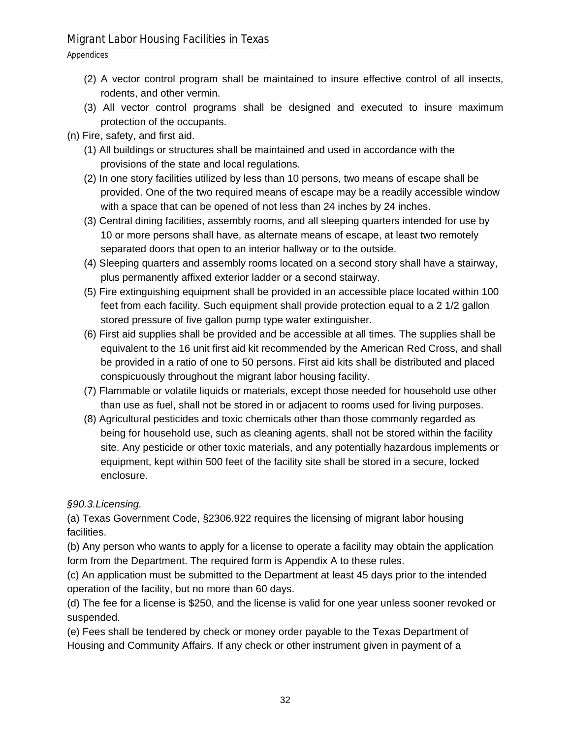(2) A vector control program shall be maintained to insure effective control of all insects, rodents, and other vermin.

(3) All vector control programs shall be designed and executed to insure maximum protection of the occupants.

(n) Fire, safety, and first aid.

(1) All buildings or structures shall be maintained and used in accordance with the provisions of the state and local regulations.

(2) In one story facilities utilized by less than 10 persons, two means of escape shall be provided. One of the two required means of escape may be a readily accessible window with a space that can be opened of not less than 24 inches by 24 inches.

(3) Central dining facilities, assembly rooms, and all sleeping quarters intended for use by 10 or more persons shall have, as alternate means of escape, at least two remotely separated doors that open to an interior hallway or to the outside.

(4) Sleeping quarters and assembly rooms located on a second story shall have a stairway, plus permanently affixed exterior ladder or a second stairway.

(5) Fire extinguishing equipment shall be provided in an accessible place located within 100 feet from each facility. Such equipment shall provide protection equal to a 2 1/2 gallon stored pressure of five gallon pump type water extinguisher.

(6) First aid supplies shall be provided and be accessible at all times. The supplies shall be equivalent to the 16 unit first aid kit recommended by the American Red Cross, and shall be provided in a ratio of one to 50 persons. First aid kits shall be distributed and placed conspicuously throughout the migrant labor housing facility.

(7) Flammable or volatile liquids or materials, except those needed for household use other than use as fuel, shall not be stored in or adjacent to rooms used for living purposes.

(8) Agricultural pesticides and toxic chemicals other than those commonly regarded as being for household use, such as cleaning agents, shall not be stored within the facility site. Any pesticide or other toxic materials, and any potentially hazardous implements or equipment, kept within 500 feet of the facility site shall be stored in a secure, locked enclosure.

*§90.3.Licensing.*

(a) Texas Government Code, §2306.922 requires the licensing of migrant labor housing facilities.

(b) Any person who wants to apply for a license to operate a facility may obtain the application form from the Department. The required form is Appendix A to these rules.

(c) An application must be submitted to the Department at least 45 days prior to the intended operation of the facility, but no more than 60 days.

(d) The fee for a license is $250, and the license is valid for one year unless sooner revoked or suspended.

(e) Fees shall be tendered by check or money order payable to the Texas Department of Housing and Community Affairs. If any check or other instrument given in payment of a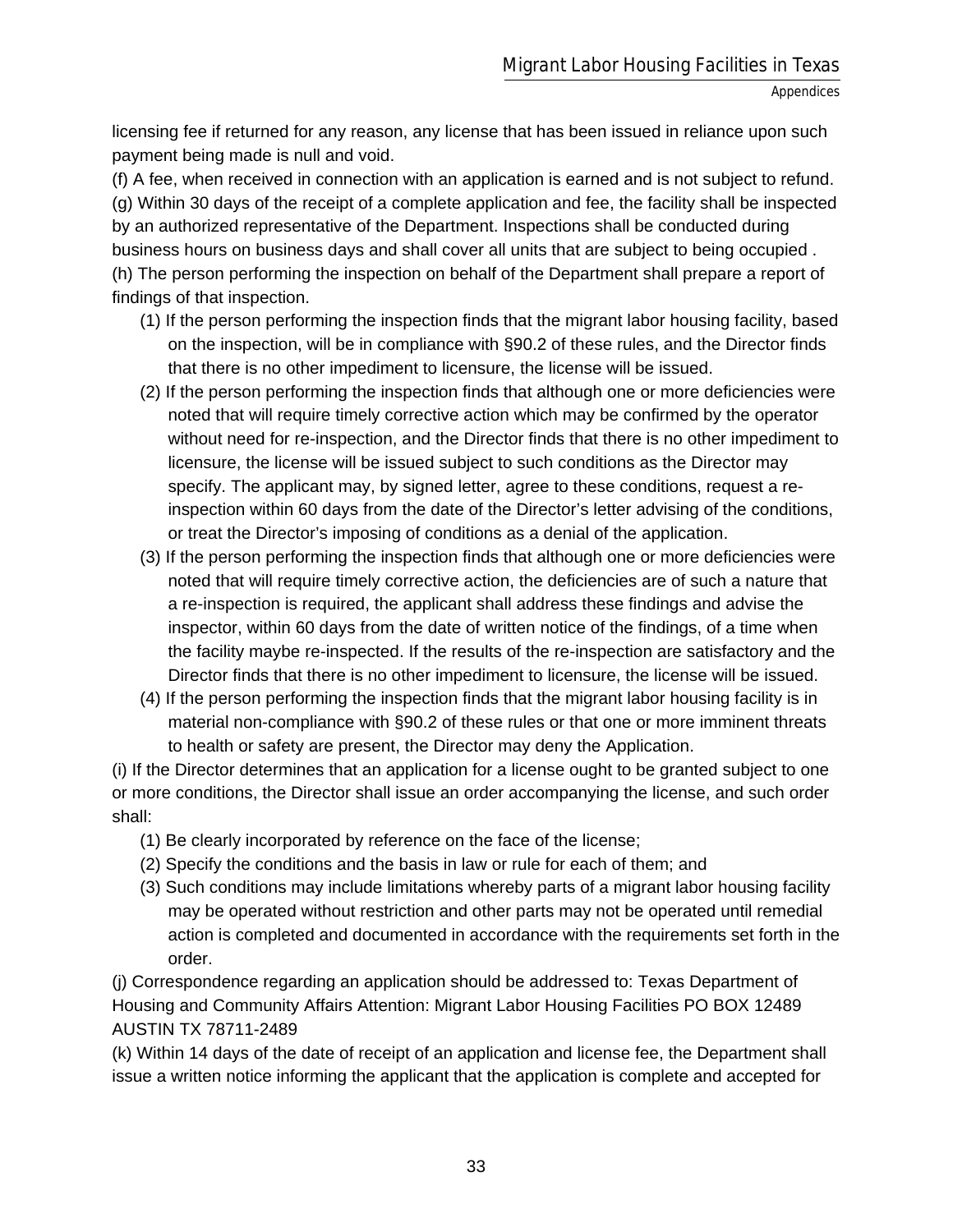licensing fee if returned for any reason, any license that has been issued in reliance upon such payment being made is null and void.

(f) A fee, when received in connection with an application is earned and is not subject to refund.

(g) Within 30 days of the receipt of a complete application and fee, the facility shall be inspected by an authorized representative of the Department. Inspections shall be conducted during business hours on business days and shall cover all units that are subject to being occupied .

(h) The person performing the inspection on behalf of the Department shall prepare a report of findings of that inspection.

(1) If the person performing the inspection finds that the migrant labor housing facility, based on the inspection, will be in compliance with §90.2 of these rules, and the Director finds that there is no other impediment to licensure, the license will be issued.

(2) If the person performing the inspection finds that although one or more deficiencies were noted that will require timely corrective action which may be confirmed by the operator without need for re-inspection, and the Director finds that there is no other impediment to licensure, the license will be issued subject to such conditions as the Director may specify. The applicant may, by signed letter, agree to these conditions, request a re-inspection within 60 days from the date of the Director's letter advising of the conditions, or treat the Director's imposing of conditions as a denial of the application.

(3) If the person performing the inspection finds that although one or more deficiencies were noted that will require timely corrective action, the deficiencies are of such a nature that a re-inspection is required, the applicant shall address these findings and advise the inspector, within 60 days from the date of written notice of the findings, of a time when the facility maybe re-inspected. If the results of the re-inspection are satisfactory and the Director finds that there is no other impediment to licensure, the license will be issued.

(4) If the person performing the inspection finds that the migrant labor housing facility is in material non-compliance with §90.2 of these rules or that one or more imminent threats to health or safety are present, the Director may deny the Application.

(i) If the Director determines that an application for a license ought to be granted subject to one or more conditions, the Director shall issue an order accompanying the license, and such order shall:

(1) Be clearly incorporated by reference on the face of the license;

(2) Specify the conditions and the basis in law or rule for each of them; and

(3) Such conditions may include limitations whereby parts of a migrant labor housing facility may be operated without restriction and other parts may not be operated until remedial action is completed and documented in accordance with the requirements set forth in the order.

(j) Correspondence regarding an application should be addressed to: Texas Department of Housing and Community Affairs Attention: Migrant Labor Housing Facilities PO BOX 12489 AUSTIN TX 78711-2489

(k) Within 14 days of the date of receipt of an application and license fee, the Department shall issue a written notice informing the applicant that the application is complete and accepted for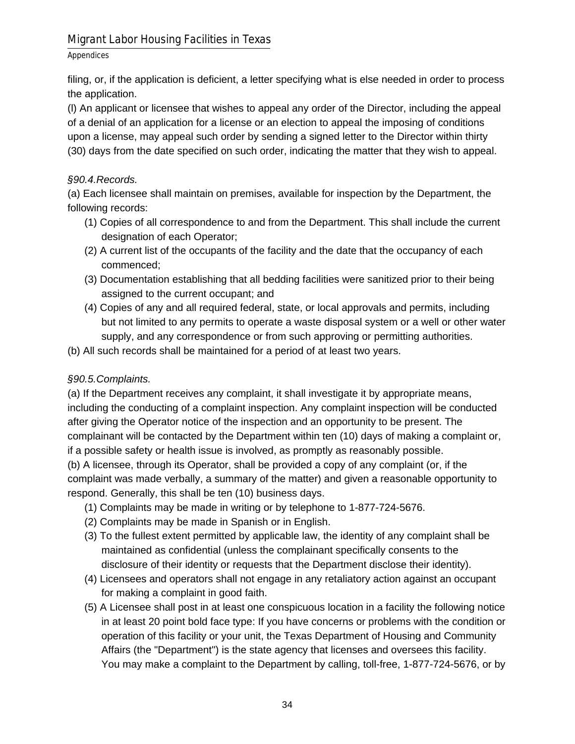filing, or, if the application is deficient, a letter specifying what is else needed in order to process the application.

(l) An applicant or licensee that wishes to appeal any order of the Director, including the appeal of a denial of an application for a license or an election to appeal the imposing of conditions upon a license, may appeal such order by sending a signed letter to the Director within thirty (30) days from the date specified on such order, indicating the matter that they wish to appeal.

*§90.4.Records.*

(a) Each licensee shall maintain on premises, available for inspection by the Department, the following records:

(1) Copies of all correspondence to and from the Department. This shall include the current designation of each Operator;

(2) A current list of the occupants of the facility and the date that the occupancy of each commenced;

(3) Documentation establishing that all bedding facilities were sanitized prior to their being assigned to the current occupant; and

(4) Copies of any and all required federal, state, or local approvals and permits, including but not limited to any permits to operate a waste disposal system or a well or other water supply, and any correspondence or from such approving or permitting authorities.

(b) All such records shall be maintained for a period of at least two years.

*§90.5.Complaints.*

(a) If the Department receives any complaint, it shall investigate it by appropriate means, including the conducting of a complaint inspection. Any complaint inspection will be conducted after giving the Operator notice of the inspection and an opportunity to be present. The complainant will be contacted by the Department within ten (10) days of making a complaint or, if a possible safety or health issue is involved, as promptly as reasonably possible.

(b) A licensee, through its Operator, shall be provided a copy of any complaint (or, if the complaint was made verbally, a summary of the matter) and given a reasonable opportunity to respond. Generally, this shall be ten (10) business days.

(1) Complaints may be made in writing or by telephone to 1-877-724-5676.

(2) Complaints may be made in Spanish or in English.

(3) To the fullest extent permitted by applicable law, the identity of any complaint shall be maintained as confidential (unless the complainant specifically consents to the disclosure of their identity or requests that the Department disclose their identity).

(4) Licensees and operators shall not engage in any retaliatory action against an occupant for making a complaint in good faith.

(5) A Licensee shall post in at least one conspicuous location in a facility the following notice in at least 20 point bold face type: If you have concerns or problems with the condition or operation of this facility or your unit, the Texas Department of Housing and Community Affairs (the "Department") is the state agency that licenses and oversees this facility. You may make a complaint to the Department by calling, toll-free, 1-877-724-5676, or by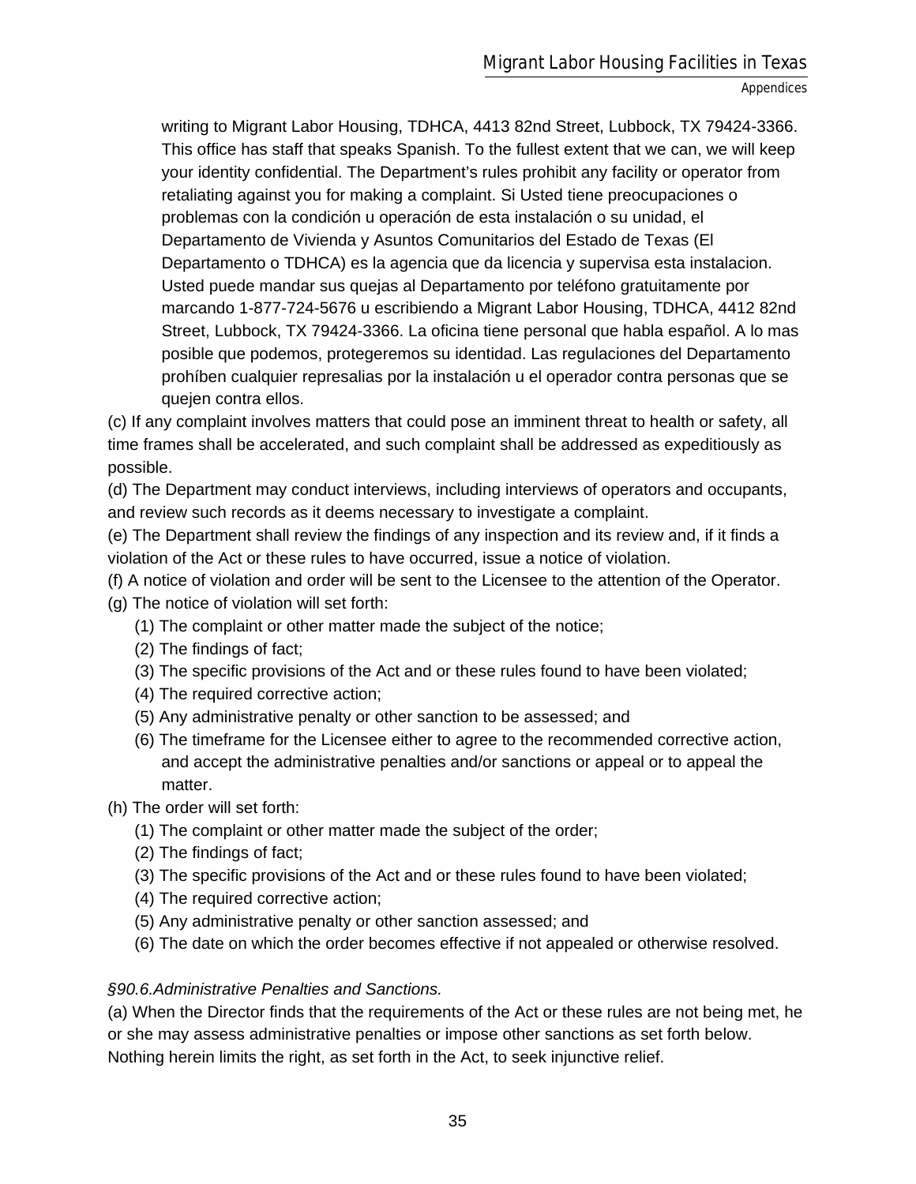writing to Migrant Labor Housing, TDHCA, 4413 82nd Street, Lubbock, TX 79424-3366. This office has staff that speaks Spanish. To the fullest extent that we can, we will keep your identity confidential. The Department's rules prohibit any facility or operator from retaliating against you for making a complaint. Si Usted tiene preocupaciones o problemas con la condición u operación de esta instalación o su unidad, el Departamento de Vivienda y Asuntos Comunitarios del Estado de Texas (El Departamento o TDHCA) es la agencia que da licencia y supervisa esta instalacion. Usted puede mandar sus quejas al Departamento por teléfono gratuitamente por marcando 1-877-724-5676 u escribiendo a Migrant Labor Housing, TDHCA, 4412 82nd Street, Lubbock, TX 79424-3366. La oficina tiene personal que habla español. A lo mas posible que podemos, protegeremos su identidad. Las regulaciones del Departamento prohíben cualquier represalias por la instalación u el operador contra personas que se quejen contra ellos.

(c) If any complaint involves matters that could pose an imminent threat to health or safety, all time frames shall be accelerated, and such complaint shall be addressed as expeditiously as possible.

(d) The Department may conduct interviews, including interviews of operators and occupants, and review such records as it deems necessary to investigate a complaint.

(e) The Department shall review the findings of any inspection and its review and, if it finds a violation of the Act or these rules to have occurred, issue a notice of violation.

(f) A notice of violation and order will be sent to the Licensee to the attention of the Operator.

(g) The notice of violation will set forth:

- (1) The complaint or other matter made the subject of the notice;
- (2) The findings of fact;
- (3) The specific provisions of the Act and or these rules found to have been violated;
- (4) The required corrective action;
- (5) Any administrative penalty or other sanction to be assessed; and
- (6) The timeframe for the Licensee either to agree to the recommended corrective action, and accept the administrative penalties and/or sanctions or appeal or to appeal the matter.

(h) The order will set forth:

- (1) The complaint or other matter made the subject of the order;
- (2) The findings of fact;
- (3) The specific provisions of the Act and or these rules found to have been violated;
- (4) The required corrective action;
- (5) Any administrative penalty or other sanction assessed; and
- (6) The date on which the order becomes effective if not appealed or otherwise resolved.

*§90.6.Administrative Penalties and Sanctions.*

(a) When the Director finds that the requirements of the Act or these rules are not being met, he or she may assess administrative penalties or impose other sanctions as set forth below. Nothing herein limits the right, as set forth in the Act, to seek injunctive relief.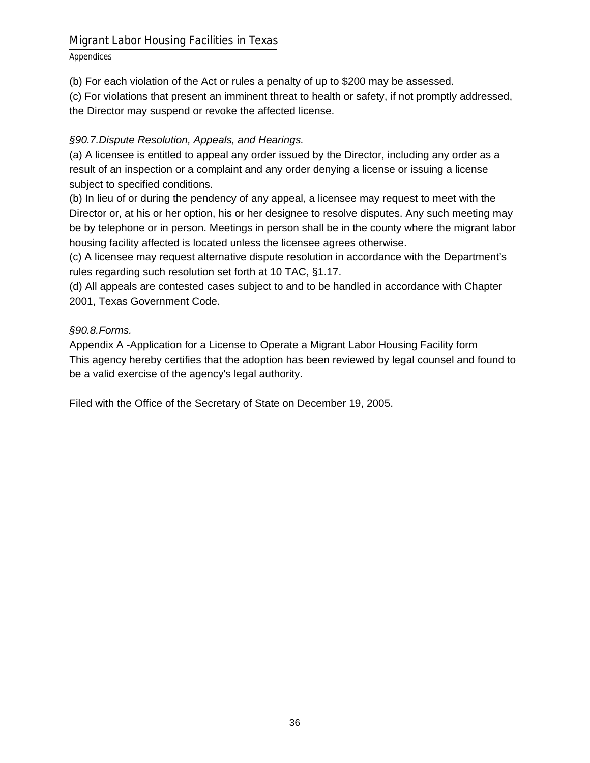(b) For each violation of the Act or rules a penalty of up to $200 may be assessed.
(c) For violations that present an imminent threat to health or safety, if not promptly addressed, the Director may suspend or revoke the affected license.

*§90.7.Dispute Resolution, Appeals, and Hearings.*
(a) A licensee is entitled to appeal any order issued by the Director, including any order as a result of an inspection or a complaint and any order denying a license or issuing a license subject to specified conditions.
(b) In lieu of or during the pendency of any appeal, a licensee may request to meet with the Director or, at his or her option, his or her designee to resolve disputes. Any such meeting may be by telephone or in person. Meetings in person shall be in the county where the migrant labor housing facility affected is located unless the licensee agrees otherwise.
(c) A licensee may request alternative dispute resolution in accordance with the Department's rules regarding such resolution set forth at 10 TAC, §1.17.
(d) All appeals are contested cases subject to and to be handled in accordance with Chapter 2001, Texas Government Code.

*§90.8.Forms.*
Appendix A -Application for a License to Operate a Migrant Labor Housing Facility form
This agency hereby certifies that the adoption has been reviewed by legal counsel and found to be a valid exercise of the agency's legal authority.

Filed with the Office of the Secretary of State on December 19, 2005.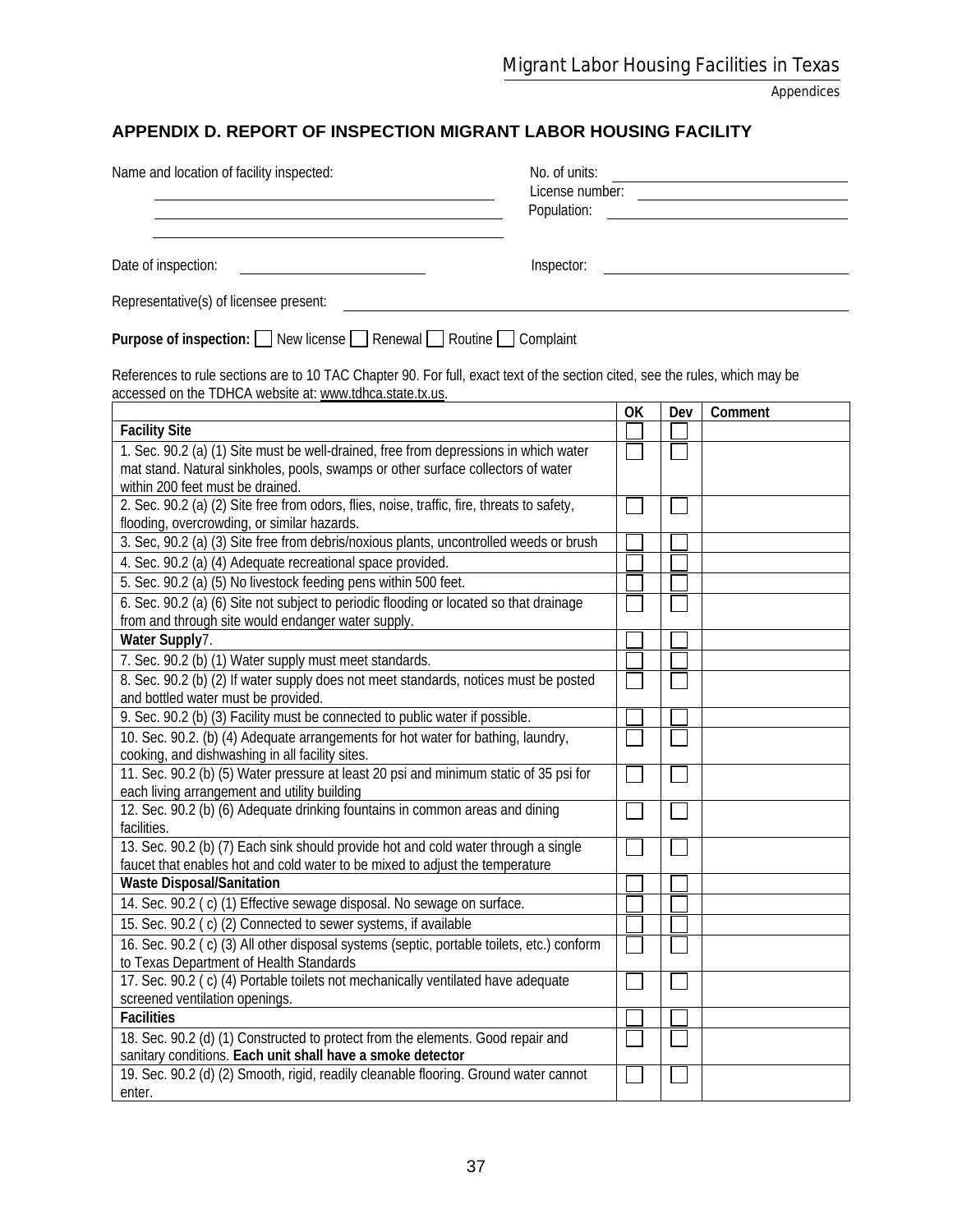## APPENDIX D. REPORT OF INSPECTION MIGRANT LABOR HOUSING FACILITY

Name and location of facility inspected: ______________________________

No. of units: ______________________________

License number: ______________________________

Population: ______________________________

Date of inspection: ______________________________

Inspector: ______________________________

Representative(s) of licensee present: ______________________________

**Purpose of inspection:** ☐ New license ☐ Renewal ☐ Routine ☐ Complaint

References to rule sections are to 10 TAC Chapter 90. For full, exact text of the section cited, see the rules, which may be accessed on the TDHCA website at: www.tdhca.state.tx.us.

| | OK | Dev | Comment |
|---|---|---|---|
| **Facility Site** | ☐ | ☐ | |
| 1. Sec. 90.2 (a) (1) Site must be well-drained, free from depressions in which water mat stand. Natural sinkholes, pools, swamps or other surface collectors of water within 200 feet must be drained. | ☐ | ☐ | |
| 2. Sec. 90.2 (a) (2) Site free from odors, flies, noise, traffic, fire, threats to safety, flooding, overcrowding, or similar hazards. | ☐ | ☐ | |
| 3. Sec, 90.2 (a) (3) Site free from debris/noxious plants, uncontrolled weeds or brush | ☐ | ☐ | |
| 4. Sec. 90.2 (a) (4) Adequate recreational space provided. | ☐ | ☐ | |
| 5. Sec. 90.2 (a) (5) No livestock feeding pens within 500 feet. | ☐ | ☐ | |
| 6. Sec. 90.2 (a) (6) Site not subject to periodic flooding or located so that drainage from and through site would endanger water supply. | ☐ | ☐ | |
| **Water Supply**7. | ☐ | ☐ | |
| 7. Sec. 90.2 (b) (1) Water supply must meet standards. | ☐ | ☐ | |
| 8. Sec. 90.2 (b) (2) If water supply does not meet standards, notices must be posted and bottled water must be provided. | ☐ | ☐ | |
| 9. Sec. 90.2 (b) (3) Facility must be connected to public water if possible. | ☐ | ☐ | |
| 10. Sec. 90.2. (b) (4) Adequate arrangements for hot water for bathing, laundry, cooking, and dishwashing in all facility sites. | ☐ | ☐ | |
| 11. Sec. 90.2 (b) (5) Water pressure at least 20 psi and minimum static of 35 psi for each living arrangement and utility building | ☐ | ☐ | |
| 12. Sec. 90.2 (b) (6) Adequate drinking fountains in common areas and dining facilities. | ☐ | ☐ | |
| 13. Sec. 90.2 (b) (7) Each sink should provide hot and cold water through a single faucet that enables hot and cold water to be mixed to adjust the temperature | ☐ | ☐ | |
| **Waste Disposal/Sanitation** | ☐ | ☐ | |
| 14. Sec. 90.2 ( c) (1) Effective sewage disposal. No sewage on surface. | ☐ | ☐ | |
| 15. Sec. 90.2 ( c) (2) Connected to sewer systems, if available | ☐ | ☐ | |
| 16. Sec. 90.2 ( c) (3) All other disposal systems (septic, portable toilets, etc.) conform to Texas Department of Health Standards | ☐ | ☐ | |
| 17. Sec. 90.2 ( c) (4) Portable toilets not mechanically ventilated have adequate screened ventilation openings. | ☐ | ☐ | |
| **Facilities** | ☐ | ☐ | |
| 18. Sec. 90.2 (d) (1) Constructed to protect from the elements. Good repair and sanitary conditions. **Each unit shall have a smoke detector** | ☐ | ☐ | |
| 19. Sec. 90.2 (d) (2) Smooth, rigid, readily cleanable flooring. Ground water cannot enter. | ☐ | ☐ | |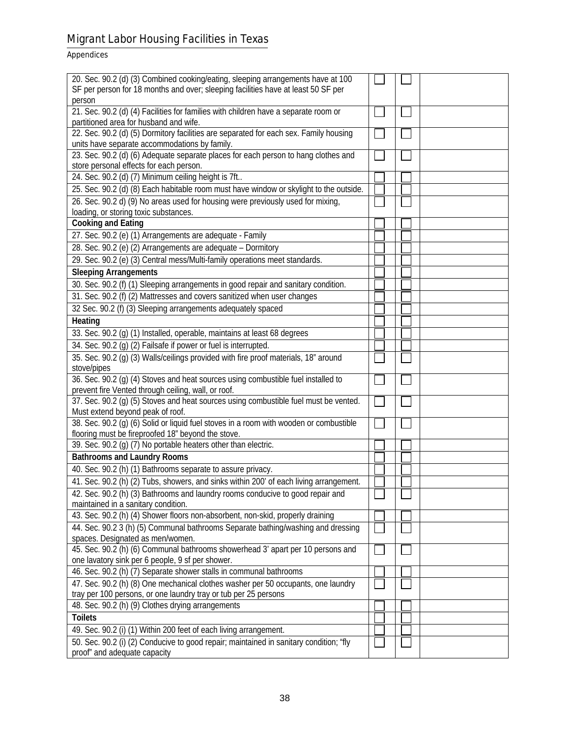| | | | |
|---|---|---|---|
| 20. Sec. 90.2 (d) (3) Combined cooking/eating, sleeping arrangements have at 100 SF per person for 18 months and over; sleeping facilities have at least 50 SF per person | ☐ | ☐ | |
| 21. Sec. 90.2 (d) (4) Facilities for families with children have a separate room or partitioned area for husband and wife. | ☐ | ☐ | |
| 22. Sec. 90.2 (d) (5) Dormitory facilities are separated for each sex. Family housing units have separate accommodations by family. | ☐ | ☐ | |
| 23. Sec. 90.2 (d) (6) Adequate separate places for each person to hang clothes and store personal effects for each person. | ☐ | ☐ | |
| 24. Sec. 90.2 (d) (7) Minimum ceiling height is 7ft.. | ☐ | ☐ | |
| 25. Sec. 90.2 (d) (8) Each habitable room must have window or skylight to the outside. | ☐ | ☐ | |
| 26. Sec. 90.2 d) (9) No areas used for housing were previously used for mixing, loading, or storing toxic substances. | ☐ | ☐ | |
| **Cooking and Eating** | ☐ | ☐ | |
| 27. Sec. 90.2 (e) (1) Arrangements are adequate - Family | ☐ | ☐ | |
| 28. Sec. 90.2 (e) (2) Arrangements are adequate – Dormitory | ☐ | ☐ | |
| 29. Sec. 90.2 (e) (3) Central mess/Multi-family operations meet standards. | ☐ | ☐ | |
| **Sleeping Arrangements** | ☐ | ☐ | |
| 30. Sec. 90.2 (f) (1) Sleeping arrangements in good repair and sanitary condition. | ☐ | ☐ | |
| 31. Sec. 90.2 (f) (2) Mattresses and covers sanitized when user changes | ☐ | ☐ | |
| 32 Sec. 90.2 (f) (3) Sleeping arrangements adequately spaced | ☐ | ☐ | |
| **Heating** | ☐ | ☐ | |
| 33. Sec. 90.2 (g) (1) Installed, operable, maintains at least 68 degrees | ☐ | ☐ | |
| 34. Sec. 90.2 (g) (2) Failsafe if power or fuel is interrupted. | ☐ | ☐ | |
| 35. Sec. 90.2 (g) (3) Walls/ceilings provided with fire proof materials, 18" around stove/pipes | ☐ | ☐ | |
| 36. Sec. 90.2 (g) (4) Stoves and heat sources using combustible fuel installed to prevent fire Vented through ceiling, wall, or roof. | ☐ | ☐ | |
| 37. Sec. 90.2 (g) (5) Stoves and heat sources using combustible fuel must be vented. Must extend beyond peak of roof. | ☐ | ☐ | |
| 38. Sec. 90.2 (g) (6) Solid or liquid fuel stoves in a room with wooden or combustible flooring must be fireproofed 18" beyond the stove. | ☐ | ☐ | |
| 39. Sec. 90.2 (g) (7) No portable heaters other than electric. | ☐ | ☐ | |
| **Bathrooms and Laundry Rooms** | ☐ | ☐ | |
| 40. Sec. 90.2 (h) (1) Bathrooms separate to assure privacy. | ☐ | ☐ | |
| 41. Sec. 90.2 (h) (2) Tubs, showers, and sinks within 200' of each living arrangement. | ☐ | ☐ | |
| 42. Sec. 90.2 (h) (3) Bathrooms and laundry rooms conducive to good repair and maintained in a sanitary condition. | ☐ | ☐ | |
| 43. Sec. 90.2 (h) (4) Shower floors non-absorbent, non-skid, properly draining | ☐ | ☐ | |
| 44. Sec. 90.2 3 (h) (5) Communal bathrooms Separate bathing/washing and dressing spaces. Designated as men/women. | ☐ | ☐ | |
| 45. Sec. 90.2 (h) (6) Communal bathrooms showerhead 3' apart per 10 persons and one lavatory sink per 6 people, 9 sf per shower. | ☐ | ☐ | |
| 46. Sec. 90.2 (h) (7) Separate shower stalls in communal bathrooms | ☐ | ☐ | |
| 47. Sec. 90.2 (h) (8) One mechanical clothes washer per 50 occupants, one laundry tray per 100 persons, or one laundry tray or tub per 25 persons | ☐ | ☐ | |
| 48. Sec. 90.2 (h) (9) Clothes drying arrangements | ☐ | ☐ | |
| **Toilets** | ☐ | ☐ | |
| 49. Sec. 90.2 (i) (1) Within 200 feet of each living arrangement. | ☐ | ☐ | |
| 50. Sec. 90.2 (i) (2) Conducive to good repair; maintained in sanitary condition; "fly proof" and adequate capacity | ☐ | ☐ | |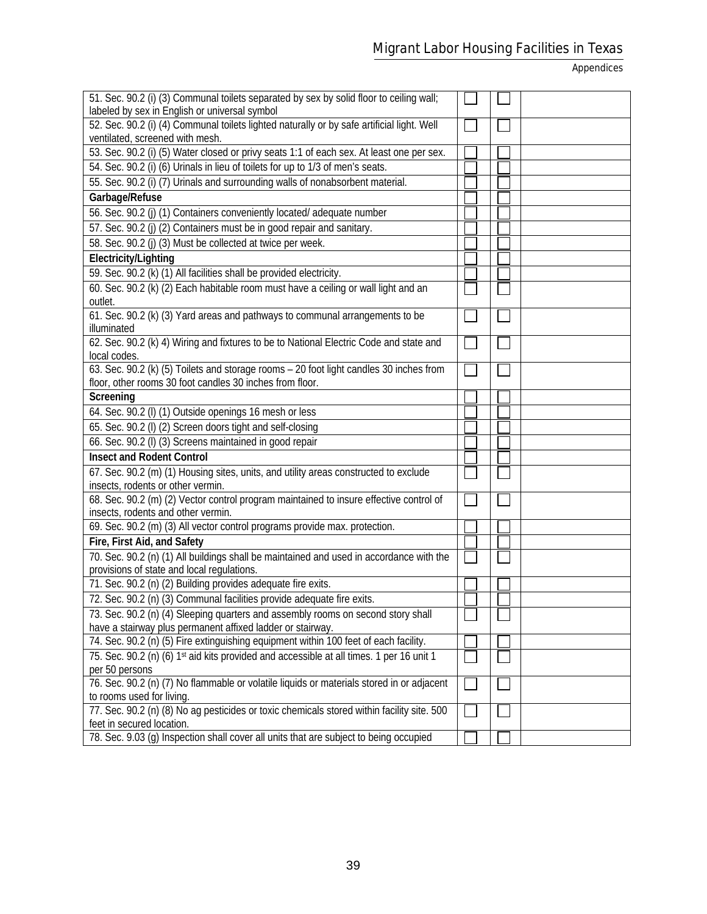| | | | |
|---|---|---|---|
| 51. Sec. 90.2 (i) (3) Communal toilets separated by sex by solid floor to ceiling wall; labeled by sex in English or universal symbol | ☐ | ☐ | |
| 52. Sec. 90.2 (i) (4) Communal toilets lighted naturally or by safe artificial light. Well ventilated, screened with mesh. | ☐ | ☐ | |
| 53. Sec. 90.2 (i) (5) Water closed or privy seats 1:1 of each sex. At least one per sex. | ☐ | ☐ | |
| 54. Sec. 90.2 (i) (6) Urinals in lieu of toilets for up to 1/3 of men's seats. | ☐ | ☐ | |
| 55. Sec. 90.2 (i) (7) Urinals and surrounding walls of nonabsorbent material. | ☐ | ☐ | |
| **Garbage/Refuse** | ☐ | ☐ | |
| 56. Sec. 90.2 (j) (1) Containers conveniently located/ adequate number | ☐ | ☐ | |
| 57. Sec. 90.2 (j) (2) Containers must be in good repair and sanitary. | ☐ | ☐ | |
| 58. Sec. 90.2 (j) (3) Must be collected at twice per week. | ☐ | ☐ | |
| **Electricity/Lighting** | ☐ | ☐ | |
| 59. Sec. 90.2 (k) (1) All facilities shall be provided electricity. | ☐ | ☐ | |
| 60. Sec. 90.2 (k) (2) Each habitable room must have a ceiling or wall light and an outlet. | ☐ | ☐ | |
| 61. Sec. 90.2 (k) (3) Yard areas and pathways to communal arrangements to be illuminated | ☐ | ☐ | |
| 62. Sec. 90.2 (k) 4) Wiring and fixtures to be to National Electric Code and state and local codes. | ☐ | ☐ | |
| 63. Sec. 90.2 (k) (5) Toilets and storage rooms – 20 foot light candles 30 inches from floor, other rooms 30 foot candles 30 inches from floor. | ☐ | ☐ | |
| **Screening** | ☐ | ☐ | |
| 64. Sec. 90.2 (l) (1) Outside openings 16 mesh or less | ☐ | ☐ | |
| 65. Sec. 90.2 (l) (2) Screen doors tight and self-closing | ☐ | ☐ | |
| 66. Sec. 90.2 (l) (3) Screens maintained in good repair | ☐ | ☐ | |
| **Insect and Rodent Control** | ☐ | ☐ | |
| 67. Sec. 90.2 (m) (1) Housing sites, units, and utility areas constructed to exclude insects, rodents or other vermin. | ☐ | ☐ | |
| 68. Sec. 90.2 (m) (2) Vector control program maintained to insure effective control of insects, rodents and other vermin. | ☐ | ☐ | |
| 69. Sec. 90.2 (m) (3) All vector control programs provide max. protection. | ☐ | ☐ | |
| **Fire, First Aid, and Safety** | ☐ | ☐ | |
| 70. Sec. 90.2 (n) (1) All buildings shall be maintained and used in accordance with the provisions of state and local regulations. | ☐ | ☐ | |
| 71. Sec. 90.2 (n) (2) Building provides adequate fire exits. | ☐ | ☐ | |
| 72. Sec. 90.2 (n) (3) Communal facilities provide adequate fire exits. | ☐ | ☐ | |
| 73. Sec. 90.2 (n) (4) Sleeping quarters and assembly rooms on second story shall have a stairway plus permanent affixed ladder or stairway. | ☐ | ☐ | |
| 74. Sec. 90.2 (n) (5) Fire extinguishing equipment within 100 feet of each facility. | ☐ | ☐ | |
| 75. Sec. 90.2 (n) (6) 1st aid kits provided and accessible at all times. 1 per 16 unit 1 per 50 persons | ☐ | ☐ | |
| 76. Sec. 90.2 (n) (7) No flammable or volatile liquids or materials stored in or adjacent to rooms used for living. | ☐ | ☐ | |
| 77. Sec. 90.2 (n) (8) No ag pesticides or toxic chemicals stored within facility site. 500 feet in secured location. | ☐ | ☐ | |
| 78. Sec. 9.03 (g) Inspection shall cover all units that are subject to being occupied | ☐ | ☐ | |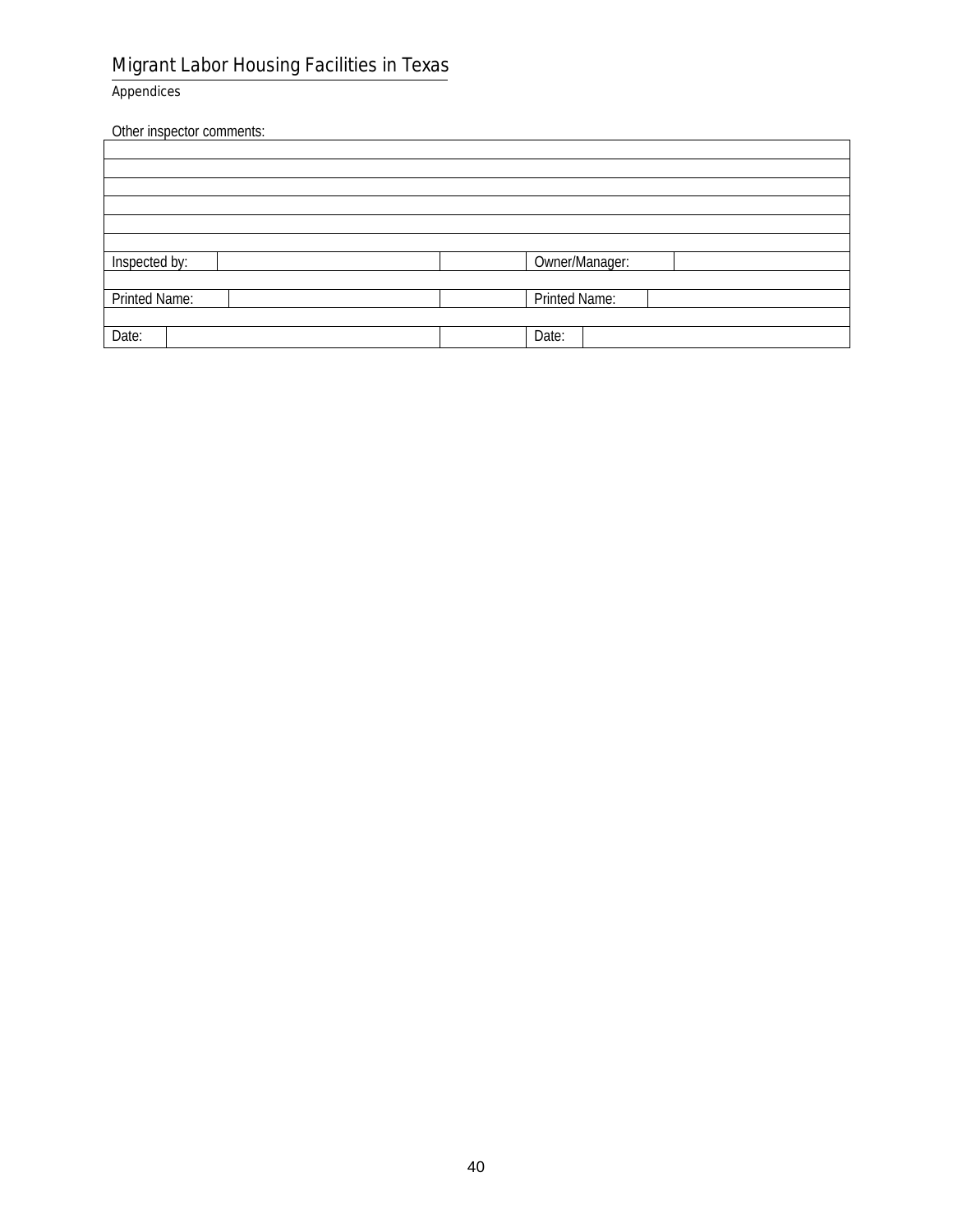Other inspector comments:

| |
|---|
| |
| |
| |
| |
| |
| |

| | | | | |
|---|---|---|---|---|
| Inspected by: | | | Owner/Manager: | |
| | | | | |
| Printed Name: | | | Printed Name: | |
| | | | | |
| Date: | | | Date: | |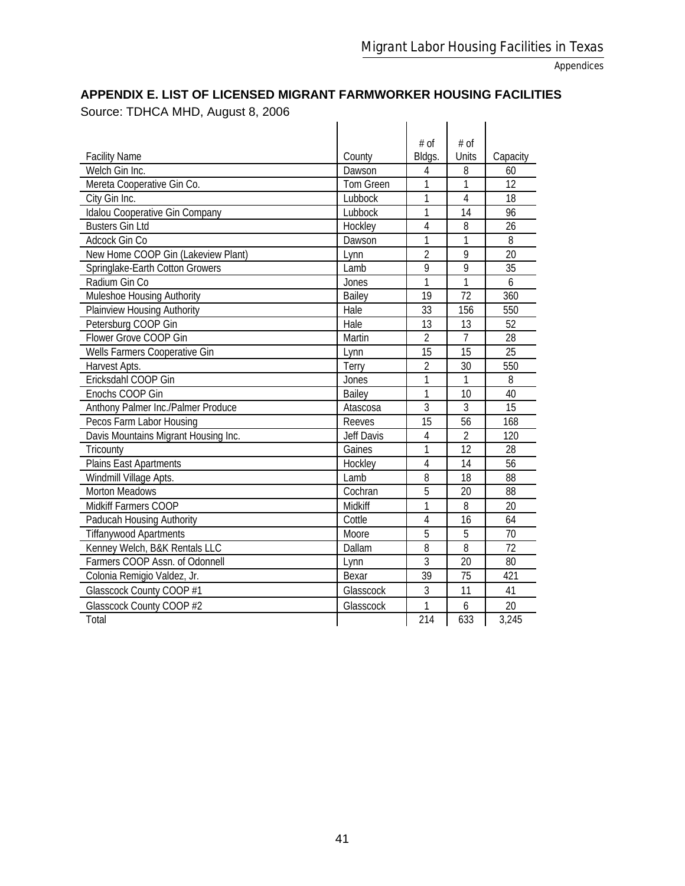## APPENDIX E. LIST OF LICENSED MIGRANT FARMWORKER HOUSING FACILITIES

Source: TDHCA MHD, August 8, 2006

| Facility Name | County | # of Bldgs. | # of Units | Capacity |
|---|---|---|---|---|
| Welch Gin Inc. | Dawson | 4 | 8 | 60 |
| Mereta Cooperative Gin Co. | Tom Green | 1 | 1 | 12 |
| City Gin Inc. | Lubbock | 1 | 4 | 18 |
| Idalou Cooperative Gin Company | Lubbock | 1 | 14 | 96 |
| Busters Gin Ltd | Hockley | 4 | 8 | 26 |
| Adcock Gin Co | Dawson | 1 | 1 | 8 |
| New Home COOP Gin (Lakeview Plant) | Lynn | 2 | 9 | 20 |
| Springlake-Earth Cotton Growers | Lamb | 9 | 9 | 35 |
| Radium Gin Co | Jones | 1 | 1 | 6 |
| Muleshoe Housing Authority | Bailey | 19 | 72 | 360 |
| Plainview Housing Authority | Hale | 33 | 156 | 550 |
| Petersburg COOP Gin | Hale | 13 | 13 | 52 |
| Flower Grove COOP Gin | Martin | 2 | 7 | 28 |
| Wells Farmers Cooperative Gin | Lynn | 15 | 15 | 25 |
| Harvest Apts. | Terry | 2 | 30 | 550 |
| Ericksdahl COOP Gin | Jones | 1 | 1 | 8 |
| Enochs COOP Gin | Bailey | 1 | 10 | 40 |
| Anthony Palmer Inc./Palmer Produce | Atascosa | 3 | 3 | 15 |
| Pecos Farm Labor Housing | Reeves | 15 | 56 | 168 |
| Davis Mountains Migrant Housing Inc. | Jeff Davis | 4 | 2 | 120 |
| Tricounty | Gaines | 1 | 12 | 28 |
| Plains East Apartments | Hockley | 4 | 14 | 56 |
| Windmill Village Apts. | Lamb | 8 | 18 | 88 |
| Morton Meadows | Cochran | 5 | 20 | 88 |
| Midkiff Farmers COOP | Midkiff | 1 | 8 | 20 |
| Paducah Housing Authority | Cottle | 4 | 16 | 64 |
| Tiffanywood Apartments | Moore | 5 | 5 | 70 |
| Kenney Welch, B&K Rentals LLC | Dallam | 8 | 8 | 72 |
| Farmers COOP Assn. of Odonnell | Lynn | 3 | 20 | 80 |
| Colonia Remigio Valdez, Jr. | Bexar | 39 | 75 | 421 |
| Glasscock County COOP #1 | Glasscock | 3 | 11 | 41 |
| Glasscock County COOP #2 | Glasscock | 1 | 6 | 20 |
| Total | | 214 | 633 | 3,245 |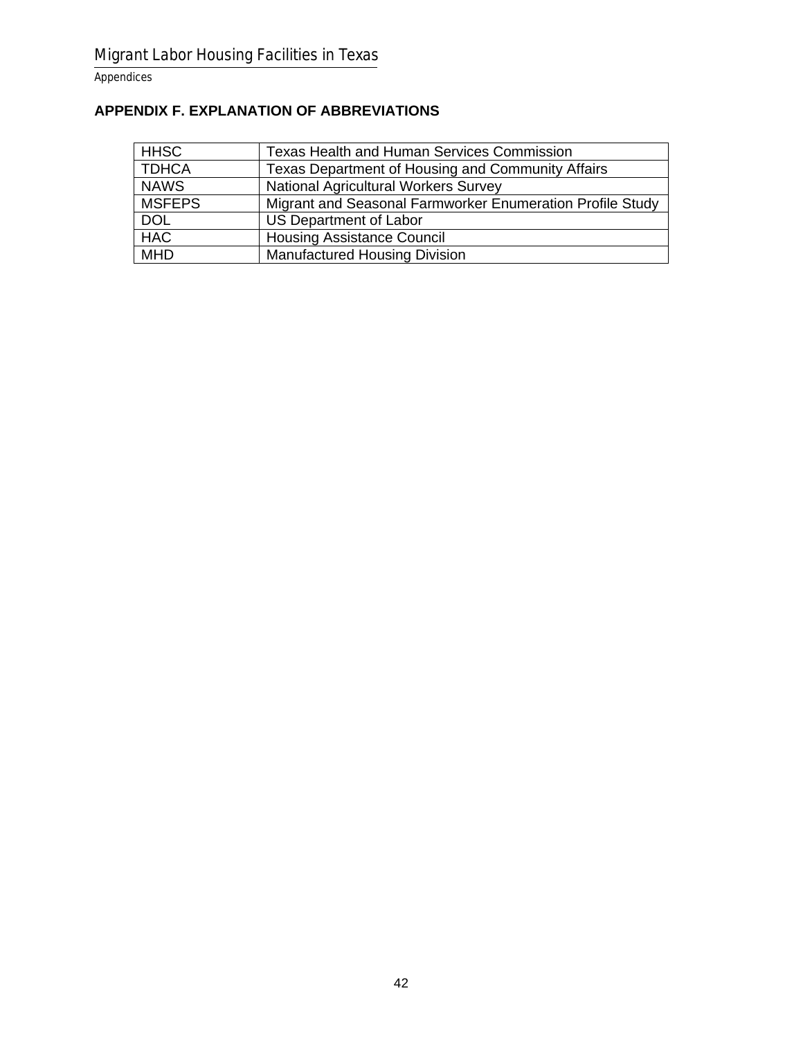## APPENDIX F. EXPLANATION OF ABBREVIATIONS

| | |
|---|---|
| HHSC | Texas Health and Human Services Commission |
| TDHCA | Texas Department of Housing and Community Affairs |
| NAWS | National Agricultural Workers Survey |
| MSFEPS | Migrant and Seasonal Farmworker Enumeration Profile Study |
| DOL | US Department of Labor |
| HAC | Housing Assistance Council |
| MHD | Manufactured Housing Division |